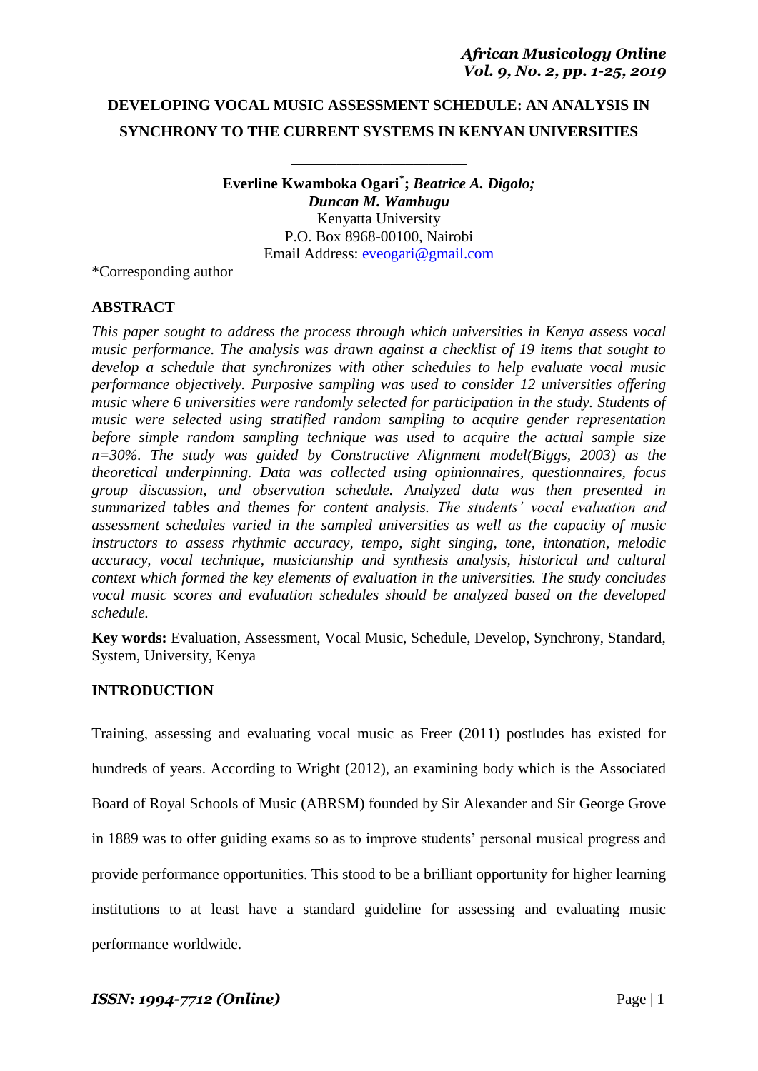# DEVELOPING VOCAL MUSIC ASSESSMENT SCHEDULE: AN ANALYSIS IN SYNCHRONY TO THE CURRENT SYSTEMS IN KENYAN UNIVERSITIES

**Everline Kwamboka Ogari[*]; *Beatrice A. Digolo; Duncan M. Wambugu***
Kenyatta University
P.O. Box 8968-00100, Nairobi
Email Address: eveogari@gmail.com

*Corresponding author

## ABSTRACT

*This paper sought to address the process through which universities in Kenya assess vocal music performance. The analysis was drawn against a checklist of 19 items that sought to develop a schedule that synchronizes with other schedules to help evaluate vocal music performance objectively. Purposive sampling was used to consider 12 universities offering music where 6 universities were randomly selected for participation in the study. Students of music were selected using stratified random sampling to acquire gender representation before simple random sampling technique was used to acquire the actual sample size n=30%. The study was guided by Constructive Alignment model(Biggs, 2003) as the theoretical underpinning. Data was collected using opinionnaires, questionnaires, focus group discussion, and observation schedule. Analyzed data was then presented in summarized tables and themes for content analysis. The students' vocal evaluation and assessment schedules varied in the sampled universities as well as the capacity of music instructors to assess rhythmic accuracy, tempo, sight singing, tone, intonation, melodic accuracy, vocal technique, musicianship and synthesis analysis, historical and cultural context which formed the key elements of evaluation in the universities. The study concludes vocal music scores and evaluation schedules should be analyzed based on the developed schedule.*

**Key words:** Evaluation, Assessment, Vocal Music, Schedule, Develop, Synchrony, Standard, System, University, Kenya

## INTRODUCTION

Training, assessing and evaluating vocal music as Freer (2011) postludes has existed for hundreds of years. According to Wright (2012), an examining body which is the Associated Board of Royal Schools of Music (ABRSM) founded by Sir Alexander and Sir George Grove in 1889 was to offer guiding exams so as to improve students' personal musical progress and provide performance opportunities. This stood to be a brilliant opportunity for higher learning institutions to at least have a standard guideline for assessing and evaluating music performance worldwide.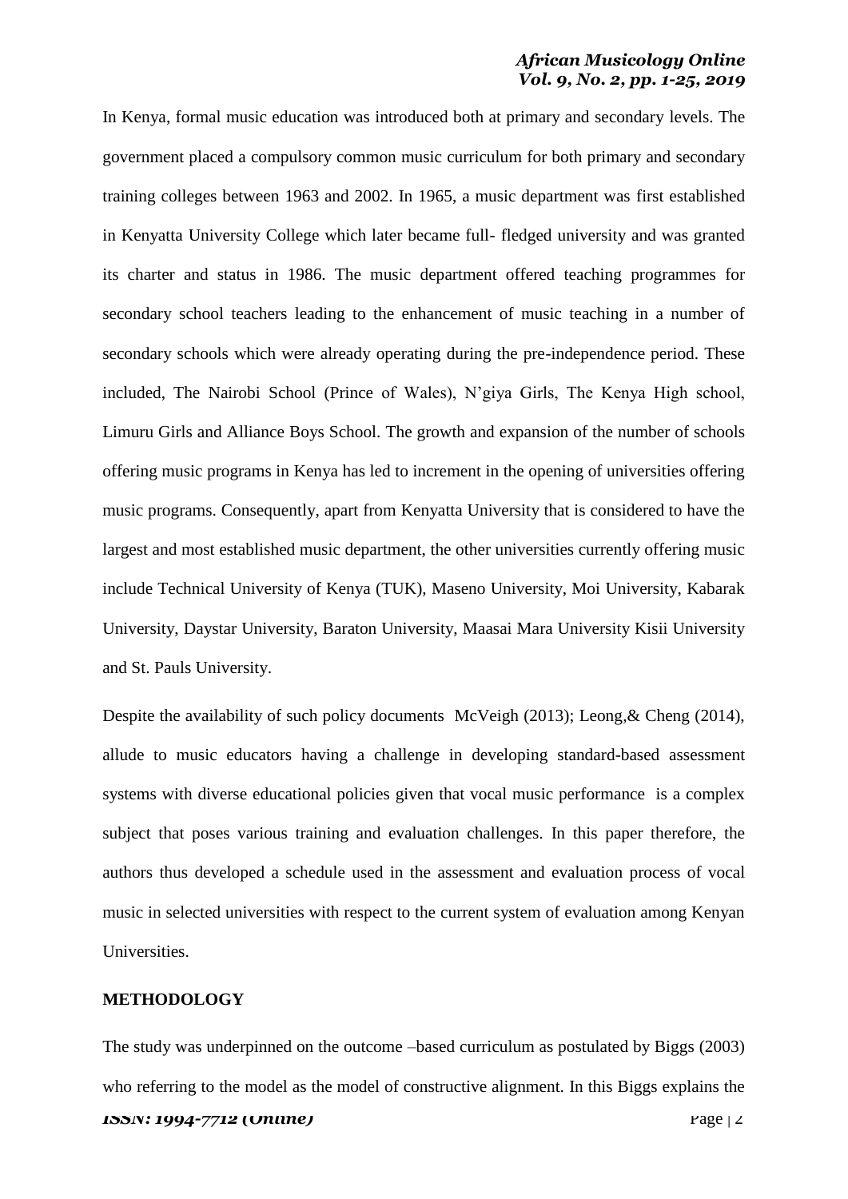In Kenya, formal music education was introduced both at primary and secondary levels. The government placed a compulsory common music curriculum for both primary and secondary training colleges between 1963 and 2002. In 1965, a music department was first established in Kenyatta University College which later became full- fledged university and was granted its charter and status in 1986. The music department offered teaching programmes for secondary school teachers leading to the enhancement of music teaching in a number of secondary schools which were already operating during the pre-independence period. These included, The Nairobi School (Prince of Wales), N'giya Girls, The Kenya High school, Limuru Girls and Alliance Boys School. The growth and expansion of the number of schools offering music programs in Kenya has led to increment in the opening of universities offering music programs. Consequently, apart from Kenyatta University that is considered to have the largest and most established music department, the other universities currently offering music include Technical University of Kenya (TUK), Maseno University, Moi University, Kabarak University, Daystar University, Baraton University, Maasai Mara University Kisii University and St. Pauls University.

Despite the availability of such policy documents McVeigh (2013); Leong,& Cheng (2014), allude to music educators having a challenge in developing standard-based assessment systems with diverse educational policies given that vocal music performance is a complex subject that poses various training and evaluation challenges. In this paper therefore, the authors thus developed a schedule used in the assessment and evaluation process of vocal music in selected universities with respect to the current system of evaluation among Kenyan Universities.

## METHODOLOGY

The study was underpinned on the outcome –based curriculum as postulated by Biggs (2003) who referring to the model as the model of constructive alignment. In this Biggs explains the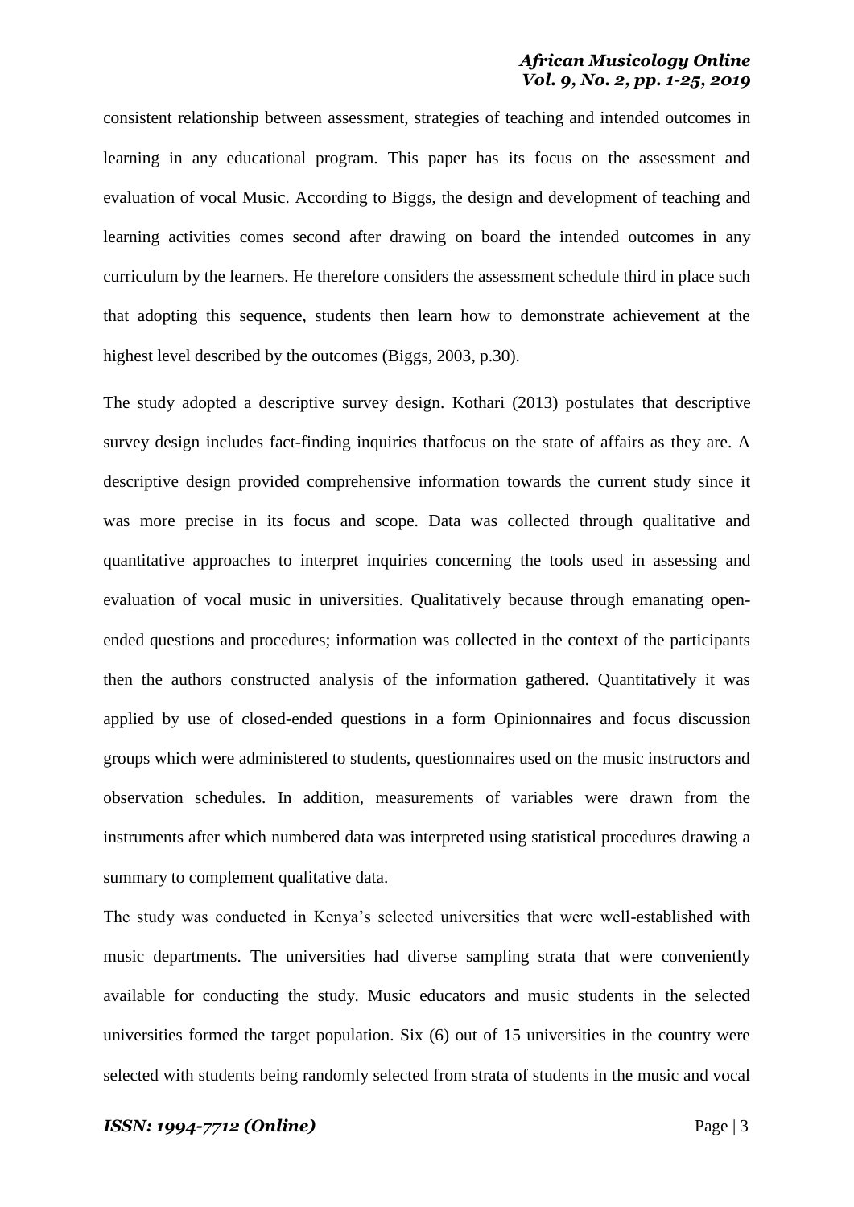consistent relationship between assessment, strategies of teaching and intended outcomes in learning in any educational program. This paper has its focus on the assessment and evaluation of vocal Music. According to Biggs, the design and development of teaching and learning activities comes second after drawing on board the intended outcomes in any curriculum by the learners. He therefore considers the assessment schedule third in place such that adopting this sequence, students then learn how to demonstrate achievement at the highest level described by the outcomes (Biggs, 2003, p.30).

The study adopted a descriptive survey design. Kothari (2013) postulates that descriptive survey design includes fact-finding inquiries thatfocus on the state of affairs as they are. A descriptive design provided comprehensive information towards the current study since it was more precise in its focus and scope. Data was collected through qualitative and quantitative approaches to interpret inquiries concerning the tools used in assessing and evaluation of vocal music in universities. Qualitatively because through emanating open-ended questions and procedures; information was collected in the context of the participants then the authors constructed analysis of the information gathered. Quantitatively it was applied by use of closed-ended questions in a form Opinionnaires and focus discussion groups which were administered to students, questionnaires used on the music instructors and observation schedules. In addition, measurements of variables were drawn from the instruments after which numbered data was interpreted using statistical procedures drawing a summary to complement qualitative data.

The study was conducted in Kenya's selected universities that were well-established with music departments. The universities had diverse sampling strata that were conveniently available for conducting the study. Music educators and music students in the selected universities formed the target population. Six (6) out of 15 universities in the country were selected with students being randomly selected from strata of students in the music and vocal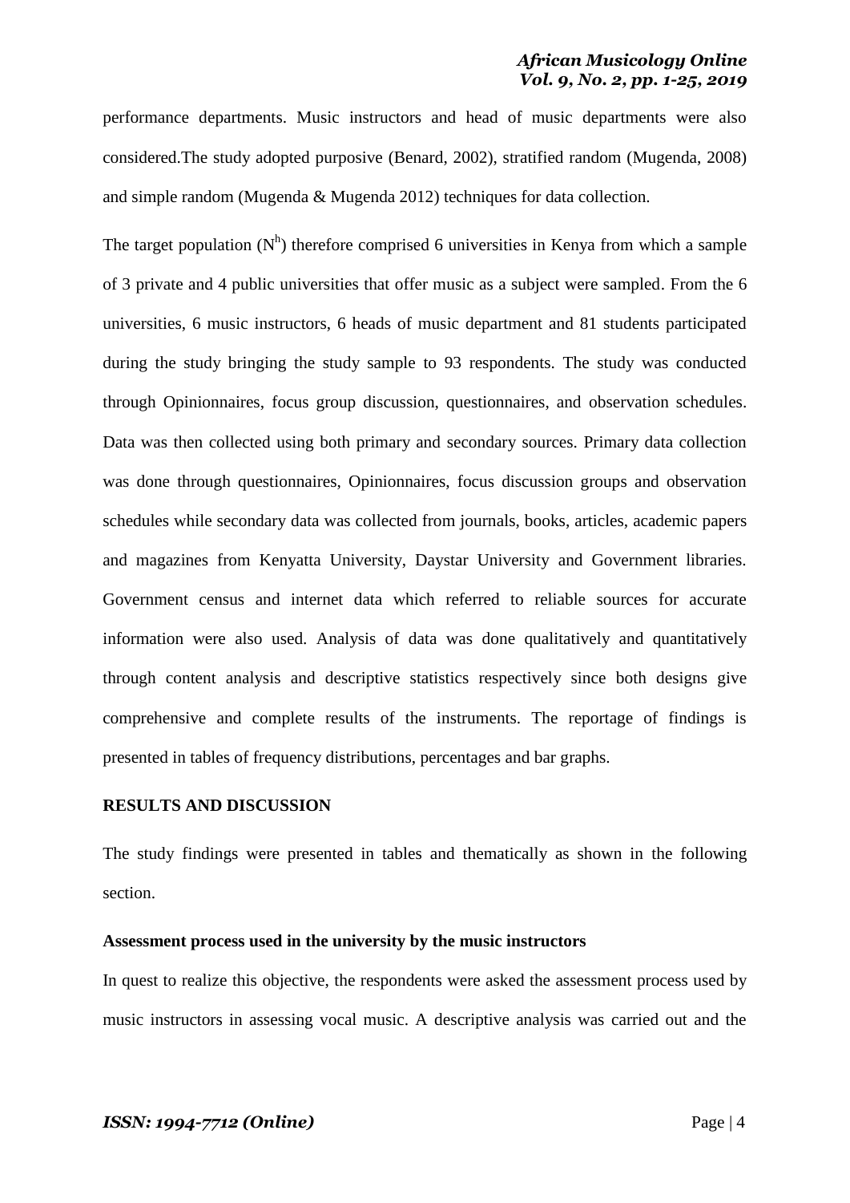performance departments. Music instructors and head of music departments were also considered.The study adopted purposive (Benard, 2002), stratified random (Mugenda, 2008) and simple random (Mugenda & Mugenda 2012) techniques for data collection.

The target population ($N^h$) therefore comprised 6 universities in Kenya from which a sample of 3 private and 4 public universities that offer music as a subject were sampled. From the 6 universities, 6 music instructors, 6 heads of music department and 81 students participated during the study bringing the study sample to 93 respondents. The study was conducted through Opinionnaires, focus group discussion, questionnaires, and observation schedules. Data was then collected using both primary and secondary sources. Primary data collection was done through questionnaires, Opinionnaires, focus discussion groups and observation schedules while secondary data was collected from journals, books, articles, academic papers and magazines from Kenyatta University, Daystar University and Government libraries. Government census and internet data which referred to reliable sources for accurate information were also used. Analysis of data was done qualitatively and quantitatively through content analysis and descriptive statistics respectively since both designs give comprehensive and complete results of the instruments. The reportage of findings is presented in tables of frequency distributions, percentages and bar graphs.

## RESULTS AND DISCUSSION

The study findings were presented in tables and thematically as shown in the following section.

### Assessment process used in the university by the music instructors

In quest to realize this objective, the respondents were asked the assessment process used by music instructors in assessing vocal music. A descriptive analysis was carried out and the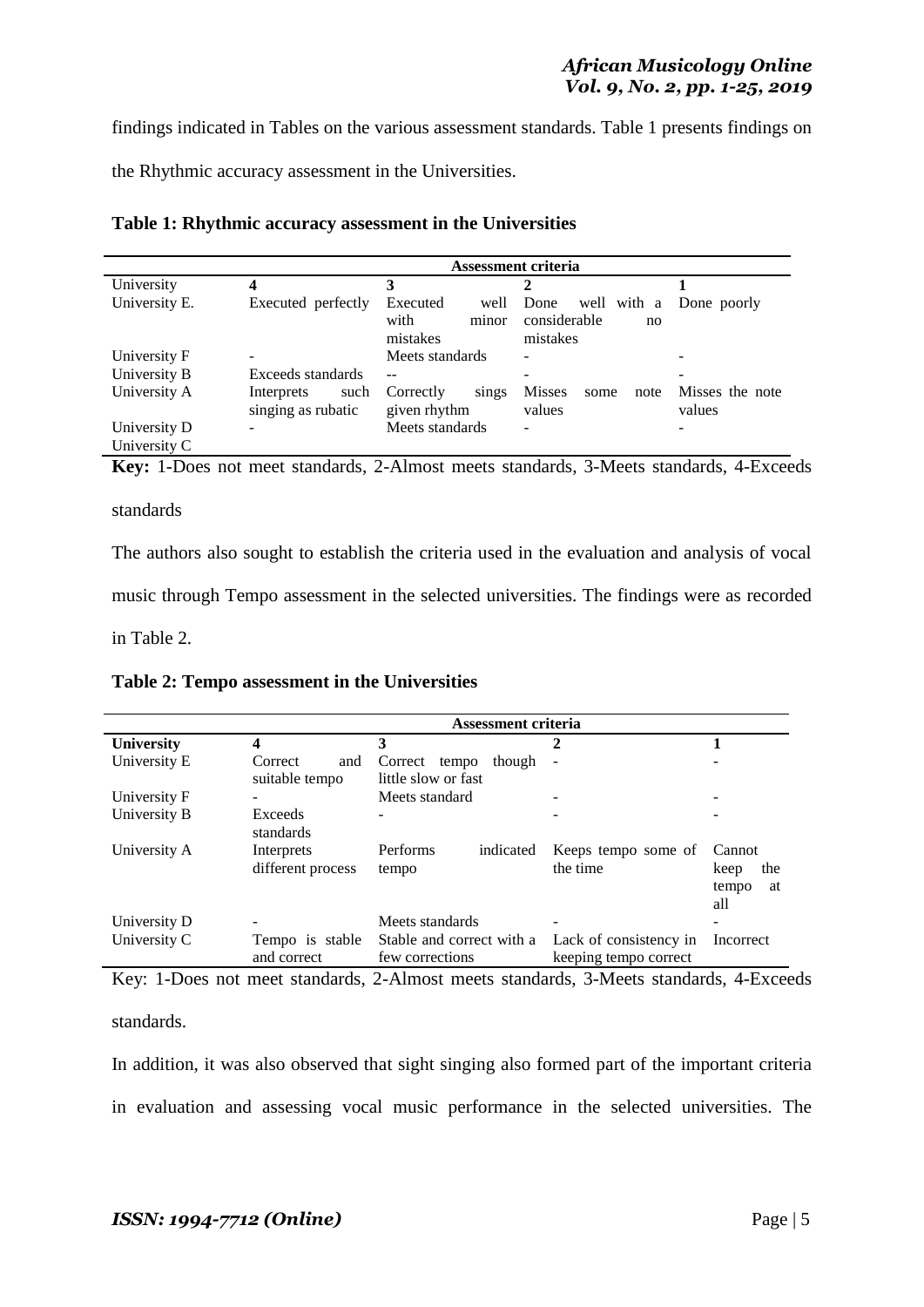findings indicated in Tables on the various assessment standards. Table 1 presents findings on the Rhythmic accuracy assessment in the Universities.

**Table 1: Rhythmic accuracy assessment in the Universities**

| | Assessment criteria | | | |
|---|---|---|---|---|
| University | **4** | **3** | **2** | **1** |
| University E. | Executed perfectly | Executed well with minor mistakes | Done well with a considerable no mistakes | Done poorly |
| University F | - | Meets standards | - | - |
| University B | Exceeds standards | -- | - | - |
| University A | Interprets such singing as rubatic | Correctly sings given rhythm | Misses some note values | Misses the note values |
| University D | - | Meets standards | - | - |
| University C | | | | |

**Key:** 1-Does not meet standards, 2-Almost meets standards, 3-Meets standards, 4-Exceeds standards

The authors also sought to establish the criteria used in the evaluation and analysis of vocal music through Tempo assessment in the selected universities. The findings were as recorded in Table 2.

**Table 2: Tempo assessment in the Universities**

| | Assessment criteria | | | |
|---|---|---|---|---|
| **University** | **4** | **3** | **2** | **1** |
| University E | Correct and suitable tempo | Correct tempo though little slow or fast | - | - |
| University F | - | Meets standard | - | - |
| University B | Exceeds standards | - | - | - |
| University A | Interprets different process | Performs indicated tempo | Keeps tempo some of the time | Cannot keep the tempo at all |
| University D | - | Meets standards | - | - |
| University C | Tempo is stable and correct | Stable and correct with a few corrections | Lack of consistency in keeping tempo correct | Incorrect |

Key: 1-Does not meet standards, 2-Almost meets standards, 3-Meets standards, 4-Exceeds standards.

In addition, it was also observed that sight singing also formed part of the important criteria in evaluation and assessing vocal music performance in the selected universities. The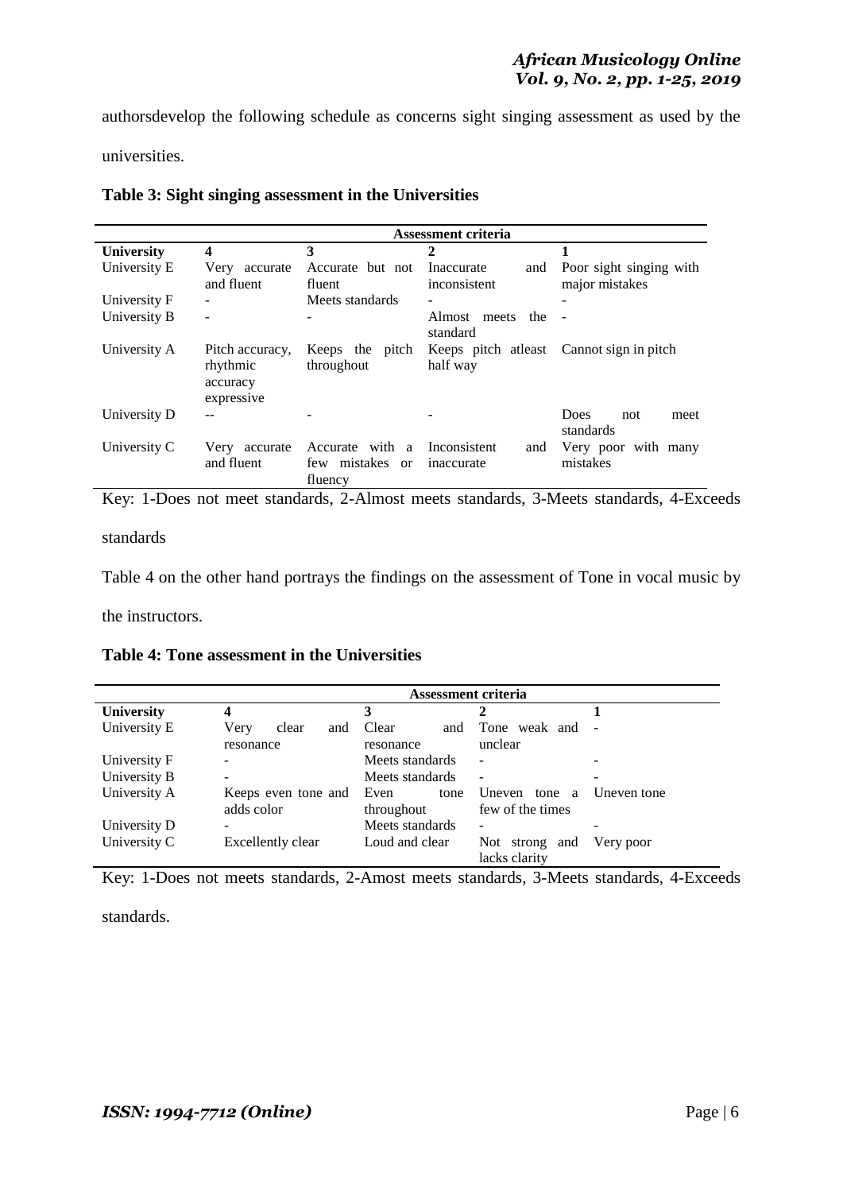authorsdevelop the following schedule as concerns sight singing assessment as used by the universities.

**Table 3: Sight singing assessment in the Universities**

| | Assessment criteria | | | |
|---|---|---|---|---|
| **University** | **4** | **3** | **2** | **1** |
| University E | Very accurate and fluent | Accurate but not fluent | Inaccurate and inconsistent | Poor sight singing with major mistakes |
| University F | - | Meets standards | - | - |
| University B | - | - | Almost meets the standard | - |
| University A | Pitch accuracy, rhythmic accuracy expressive | Keeps the pitch throughout | Keeps pitch atleast half way | Cannot sign in pitch |
| University D | -- | - | - | Does not meet standards |
| University C | Very accurate and fluent | Accurate with a few mistakes or fluency | Inconsistent and inaccurate | Very poor with many mistakes |

Key: 1-Does not meet standards, 2-Almost meets standards, 3-Meets standards, 4-Exceeds standards

Table 4 on the other hand portrays the findings on the assessment of Tone in vocal music by the instructors.

**Table 4: Tone assessment in the Universities**

| | Assessment criteria | | | |
|---|---|---|---|---|
| **University** | **4** | **3** | **2** | **1** |
| University E | Very clear and resonance | Clear and resonance | Tone weak and unclear | - |
| University F | - | Meets standards | - | - |
| University B | - | Meets standards | - | - |
| University A | Keeps even tone and adds color | Even tone throughout | Uneven tone a few of the times | Uneven tone |
| University D | - | Meets standards | - | - |
| University C | Excellently clear | Loud and clear | Not strong and lacks clarity | Very poor |

Key: 1-Does not meets standards, 2-Amost meets standards, 3-Meets standards, 4-Exceeds standards.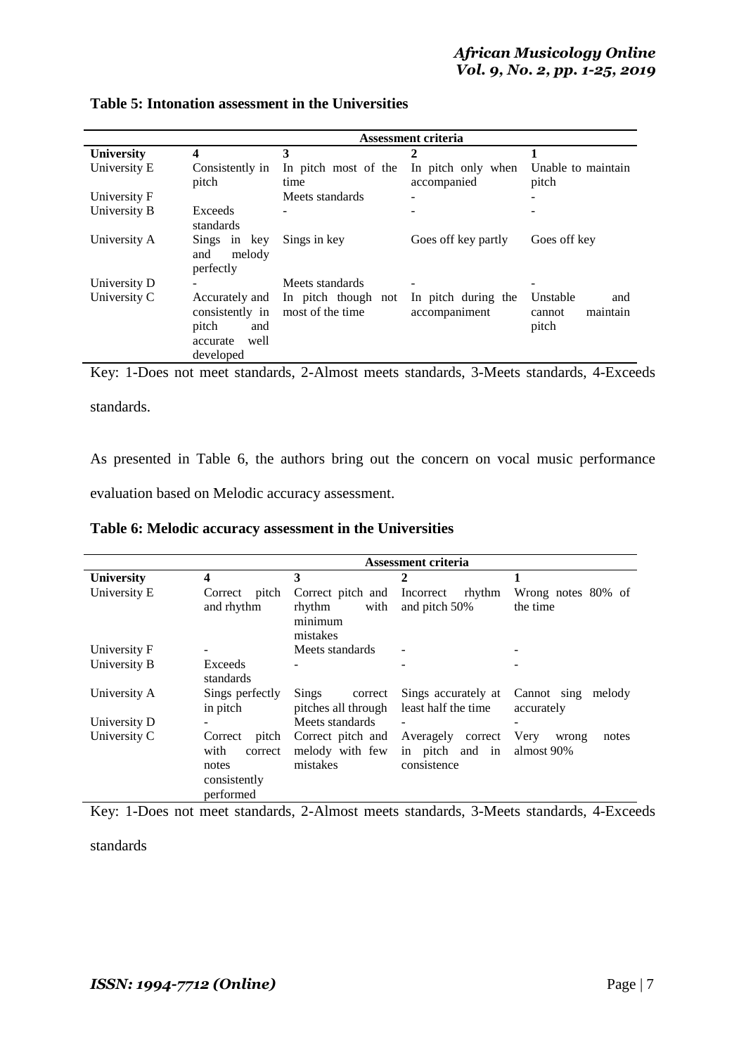**Table 5: Intonation assessment in the Universities**

| | Assessment criteria | | | |
|---|---|---|---|---|
| **University** | **4** | **3** | **2** | **1** |
| University E | Consistently in pitch | In pitch most of the time | In pitch only when accompanied | Unable to maintain pitch |
| University F | | Meets standards | - | - |
| University B | Exceeds standards | - | - | - |
| University A | Sings in key and melody perfectly | Sings in key | Goes off key partly | Goes off key |
| University D | - | Meets standards | - | - |
| University C | Accurately and consistently in pitch and accurate well developed | In pitch though not most of the time | In pitch during the accompaniment | Unstable and cannot maintain pitch |

Key: 1-Does not meet standards, 2-Almost meets standards, 3-Meets standards, 4-Exceeds standards.

As presented in Table 6, the authors bring out the concern on vocal music performance evaluation based on Melodic accuracy assessment.

**Table 6: Melodic accuracy assessment in the Universities**

| | Assessment criteria | | | |
|---|---|---|---|---|
| **University** | **4** | **3** | **2** | **1** |
| University E | Correct pitch and rhythm | Correct pitch and rhythm with minimum mistakes | Incorrect rhythm and pitch 50% | Wrong notes 80% of the time |
| University F | - | Meets standards | - | - |
| University B | Exceeds standards | - | - | - |
| University A | Sings perfectly in pitch | Sings correct pitches all through | Sings accurately at least half the time | Cannot sing melody accurately |
| University D | - | Meets standards | - | - |
| University C | Correct pitch with correct notes consistently performed | Correct pitch and melody with few mistakes | Averagely correct in pitch and in consistence | Very wrong notes almost 90% |

Key: 1-Does not meet standards, 2-Almost meets standards, 3-Meets standards, 4-Exceeds standards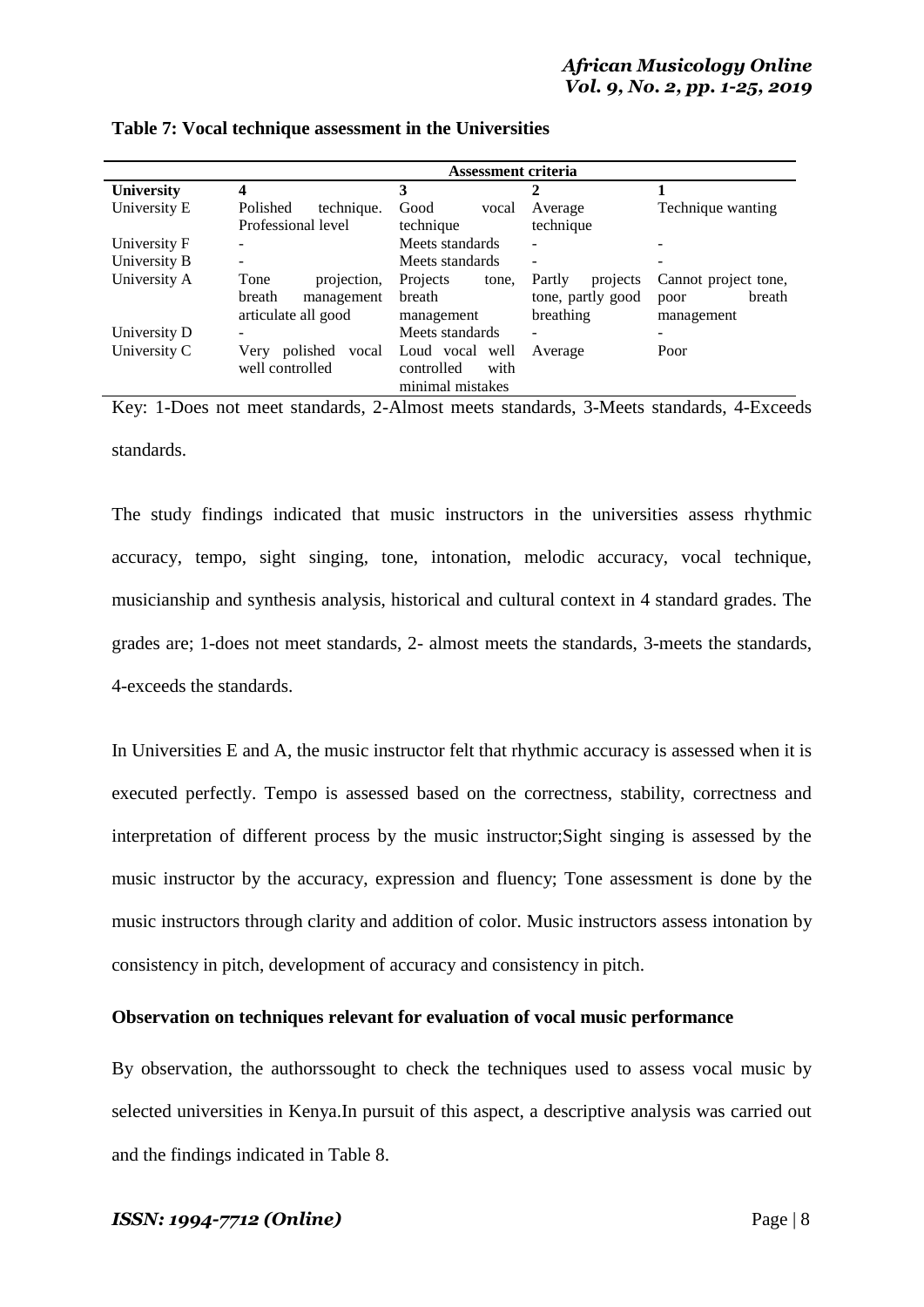**Table 7: Vocal technique assessment in the Universities**

| | Assessment criteria | | | |
|---|---|---|---|---|
| **University** | **4** | **3** | **2** | **1** |
| University E | Polished technique. Professional level | Good vocal technique | Average technique | Technique wanting |
| University F | - | Meets standards | - | - |
| University B | - | Meets standards | - | - |
| University A | Tone projection, breath management articulate all good | Projects tone, breath management | Partly projects tone, partly good breathing | Cannot project tone, poor breath management |
| University D | - | Meets standards | - | - |
| University C | Very polished vocal well controlled | Loud vocal well controlled with minimal mistakes | Average | Poor |

Key: 1-Does not meet standards, 2-Almost meets standards, 3-Meets standards, 4-Exceeds standards.

The study findings indicated that music instructors in the universities assess rhythmic accuracy, tempo, sight singing, tone, intonation, melodic accuracy, vocal technique, musicianship and synthesis analysis, historical and cultural context in 4 standard grades. The grades are; 1-does not meet standards, 2- almost meets the standards, 3-meets the standards, 4-exceeds the standards.

In Universities E and A, the music instructor felt that rhythmic accuracy is assessed when it is executed perfectly. Tempo is assessed based on the correctness, stability, correctness and interpretation of different process by the music instructor;Sight singing is assessed by the music instructor by the accuracy, expression and fluency; Tone assessment is done by the music instructors through clarity and addition of color. Music instructors assess intonation by consistency in pitch, development of accuracy and consistency in pitch.

### Observation on techniques relevant for evaluation of vocal music performance

By observation, the authorssought to check the techniques used to assess vocal music by selected universities in Kenya.In pursuit of this aspect, a descriptive analysis was carried out and the findings indicated in Table 8.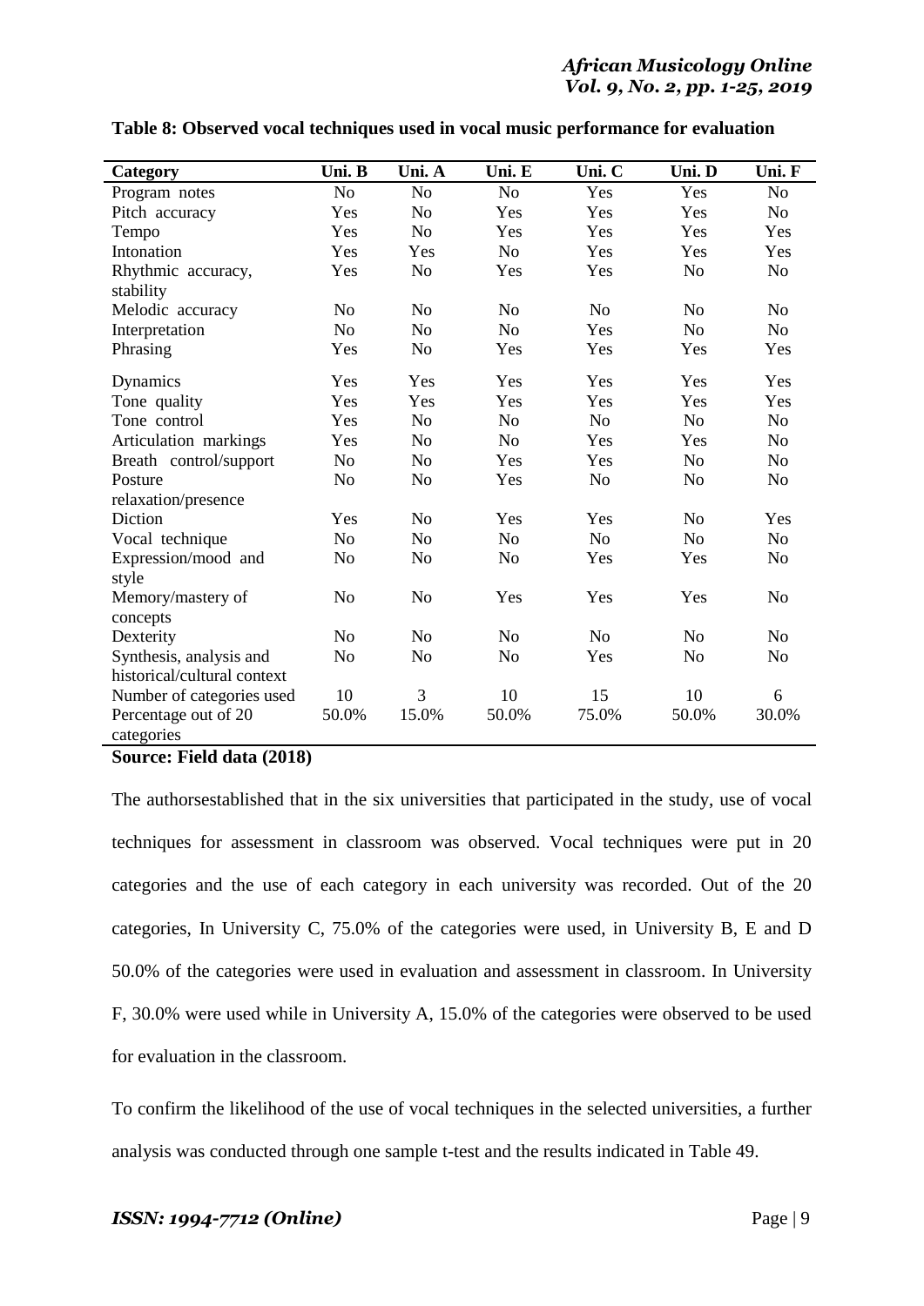**Table 8: Observed vocal techniques used in vocal music performance for evaluation**

| Category | Uni. B | Uni. A | Uni. E | Uni. C | Uni. D | Uni. F |
|---|---|---|---|---|---|---|
| Program notes | No | No | No | Yes | Yes | No |
| Pitch accuracy | Yes | No | Yes | Yes | Yes | No |
| Tempo | Yes | No | Yes | Yes | Yes | Yes |
| Intonation | Yes | Yes | No | Yes | Yes | Yes |
| Rhythmic accuracy, stability | Yes | No | Yes | Yes | No | No |
| Melodic accuracy | No | No | No | No | No | No |
| Interpretation | No | No | No | Yes | No | No |
| Phrasing | Yes | No | Yes | Yes | Yes | Yes |
| Dynamics | Yes | Yes | Yes | Yes | Yes | Yes |
| Tone quality | Yes | Yes | Yes | Yes | Yes | Yes |
| Tone control | Yes | No | No | No | No | No |
| Articulation markings | Yes | No | No | Yes | Yes | No |
| Breath control/support | No | No | Yes | Yes | No | No |
| Posture relaxation/presence | No | No | Yes | No | No | No |
| Diction | Yes | No | Yes | Yes | No | Yes |
| Vocal technique | No | No | No | No | No | No |
| Expression/mood and style | No | No | No | Yes | Yes | No |
| Memory/mastery of concepts | No | No | Yes | Yes | Yes | No |
| Dexterity | No | No | No | No | No | No |
| Synthesis, analysis and historical/cultural context | No | No | No | Yes | No | No |
| Number of categories used | 10 | 3 | 10 | 15 | 10 | 6 |
| Percentage out of 20 categories | 50.0% | 15.0% | 50.0% | 75.0% | 50.0% | 30.0% |

**Source: Field data (2018)**

The authorsestablished that in the six universities that participated in the study, use of vocal techniques for assessment in classroom was observed. Vocal techniques were put in 20 categories and the use of each category in each university was recorded. Out of the 20 categories, In University C, 75.0% of the categories were used, in University B, E and D 50.0% of the categories were used in evaluation and assessment in classroom. In University F, 30.0% were used while in University A, 15.0% of the categories were observed to be used for evaluation in the classroom.

To confirm the likelihood of the use of vocal techniques in the selected universities, a further analysis was conducted through one sample t-test and the results indicated in Table 49.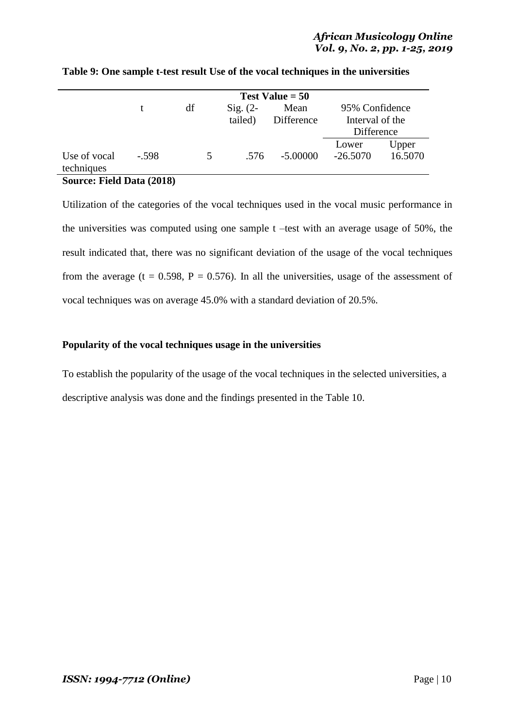**Table 9: One sample t-test result Use of the vocal techniques in the universities**

| | Test Value = 50 | | | | | |
|---|---|---|---|---|---|---|
| | t | df | Sig. (2-tailed) | Mean Difference | 95% Confidence Interval of the Difference | |
| | | | | | Lower | Upper |
| Use of vocal techniques | -.598 | 5 | .576 | -5.00000 | -26.5070 | 16.5070 |

**Source: Field Data (2018)**

Utilization of the categories of the vocal techniques used in the vocal music performance in the universities was computed using one sample t –test with an average usage of 50%, the result indicated that, there was no significant deviation of the usage of the vocal techniques from the average ($t = 0.598$, $P = 0.576$). In all the universities, usage of the assessment of vocal techniques was on average 45.0% with a standard deviation of 20.5%.

**Popularity of the vocal techniques usage in the universities**

To establish the popularity of the usage of the vocal techniques in the selected universities, a descriptive analysis was done and the findings presented in the Table 10.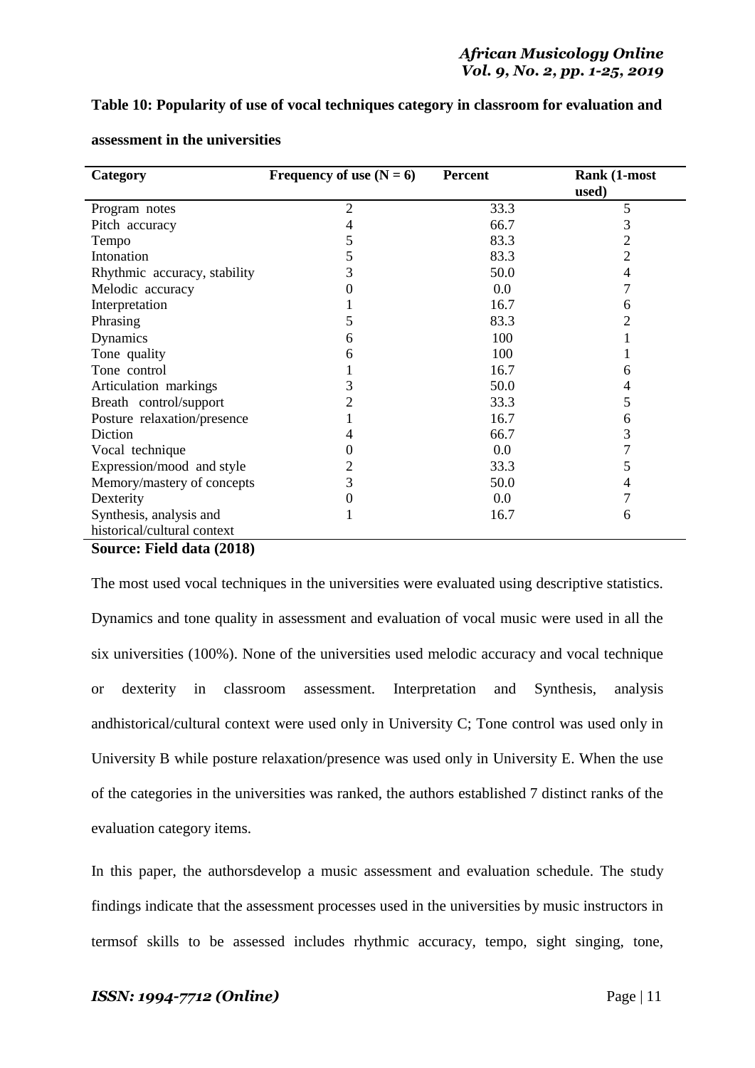**Table 10: Popularity of use of vocal techniques category in classroom for evaluation and assessment in the universities**

| Category | Frequency of use (N = 6) | Percent | Rank (1-most used) |
|---|---|---|---|
| Program notes | 2 | 33.3 | 5 |
| Pitch accuracy | 4 | 66.7 | 3 |
| Tempo | 5 | 83.3 | 2 |
| Intonation | 5 | 83.3 | 2 |
| Rhythmic accuracy, stability | 3 | 50.0 | 4 |
| Melodic accuracy | 0 | 0.0 | 7 |
| Interpretation | 1 | 16.7 | 6 |
| Phrasing | 5 | 83.3 | 2 |
| Dynamics | 6 | 100 | 1 |
| Tone quality | 6 | 100 | 1 |
| Tone control | 1 | 16.7 | 6 |
| Articulation markings | 3 | 50.0 | 4 |
| Breath control/support | 2 | 33.3 | 5 |
| Posture relaxation/presence | 1 | 16.7 | 6 |
| Diction | 4 | 66.7 | 3 |
| Vocal technique | 0 | 0.0 | 7 |
| Expression/mood and style | 2 | 33.3 | 5 |
| Memory/mastery of concepts | 3 | 50.0 | 4 |
| Dexterity | 0 | 0.0 | 7 |
| Synthesis, analysis and historical/cultural context | 1 | 16.7 | 6 |

**Source: Field data (2018)**

The most used vocal techniques in the universities were evaluated using descriptive statistics. Dynamics and tone quality in assessment and evaluation of vocal music were used in all the six universities (100%). None of the universities used melodic accuracy and vocal technique or dexterity in classroom assessment. Interpretation and Synthesis, analysis andhistorical/cultural context were used only in University C; Tone control was used only in University B while posture relaxation/presence was used only in University E. When the use of the categories in the universities was ranked, the authors established 7 distinct ranks of the evaluation category items.

In this paper, the authorsdevelop a music assessment and evaluation schedule. The study findings indicate that the assessment processes used in the universities by music instructors in termsof skills to be assessed includes rhythmic accuracy, tempo, sight singing, tone,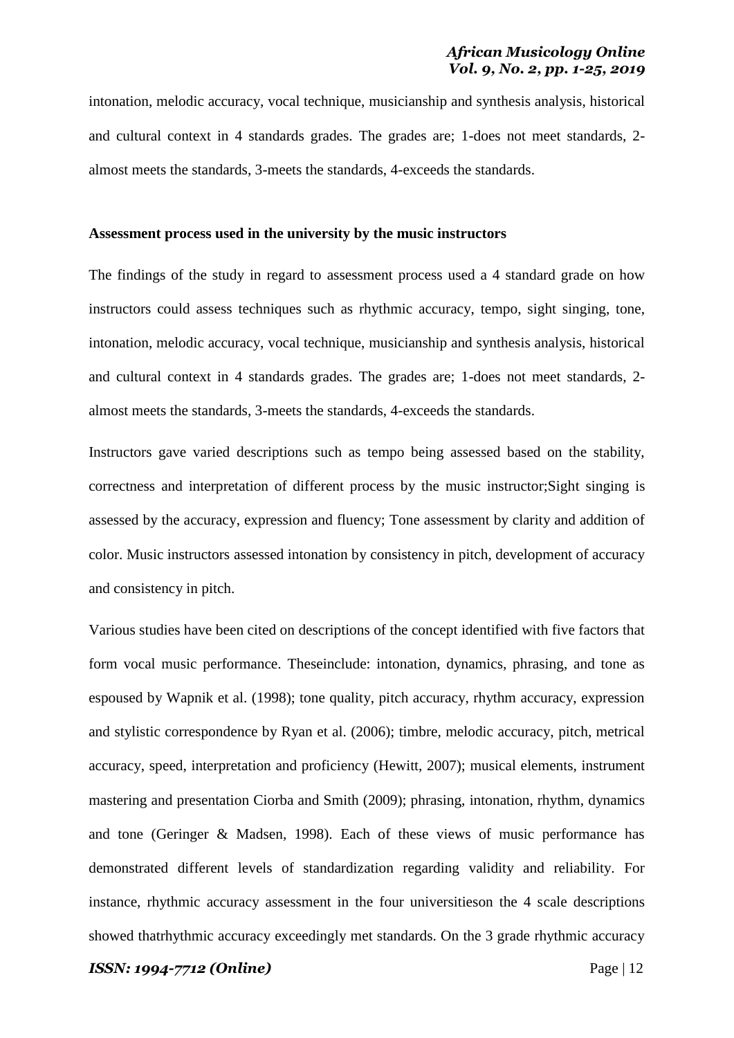intonation, melodic accuracy, vocal technique, musicianship and synthesis analysis, historical and cultural context in 4 standards grades. The grades are; 1-does not meet standards, 2-almost meets the standards, 3-meets the standards, 4-exceeds the standards.

**Assessment process used in the university by the music instructors**

The findings of the study in regard to assessment process used a 4 standard grade on how instructors could assess techniques such as rhythmic accuracy, tempo, sight singing, tone, intonation, melodic accuracy, vocal technique, musicianship and synthesis analysis, historical and cultural context in 4 standards grades. The grades are; 1-does not meet standards, 2-almost meets the standards, 3-meets the standards, 4-exceeds the standards.

Instructors gave varied descriptions such as tempo being assessed based on the stability, correctness and interpretation of different process by the music instructor;Sight singing is assessed by the accuracy, expression and fluency; Tone assessment by clarity and addition of color. Music instructors assessed intonation by consistency in pitch, development of accuracy and consistency in pitch.

Various studies have been cited on descriptions of the concept identified with five factors that form vocal music performance. Theseinclude: intonation, dynamics, phrasing, and tone as espoused by Wapnik et al. (1998); tone quality, pitch accuracy, rhythm accuracy, expression and stylistic correspondence by Ryan et al. (2006); timbre, melodic accuracy, pitch, metrical accuracy, speed, interpretation and proficiency (Hewitt, 2007); musical elements, instrument mastering and presentation Ciorba and Smith (2009); phrasing, intonation, rhythm, dynamics and tone (Geringer & Madsen, 1998). Each of these views of music performance has demonstrated different levels of standardization regarding validity and reliability. For instance, rhythmic accuracy assessment in the four universitieson the 4 scale descriptions showed thatrhythmic accuracy exceedingly met standards. On the 3 grade rhythmic accuracy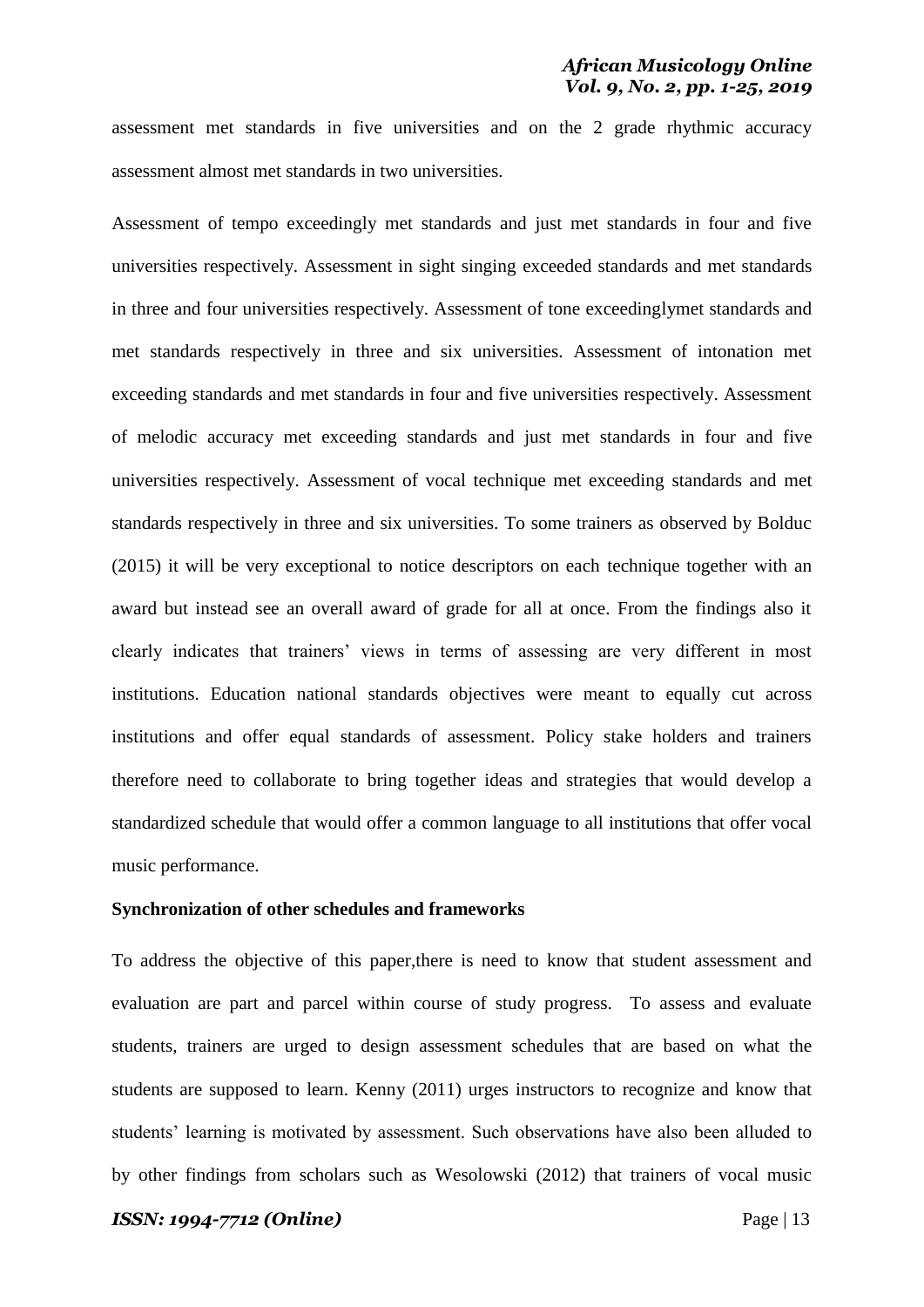assessment met standards in five universities and on the 2 grade rhythmic accuracy assessment almost met standards in two universities.

Assessment of tempo exceedingly met standards and just met standards in four and five universities respectively. Assessment in sight singing exceeded standards and met standards in three and four universities respectively. Assessment of tone exceedinglymet standards and met standards respectively in three and six universities. Assessment of intonation met exceeding standards and met standards in four and five universities respectively. Assessment of melodic accuracy met exceeding standards and just met standards in four and five universities respectively. Assessment of vocal technique met exceeding standards and met standards respectively in three and six universities. To some trainers as observed by Bolduc (2015) it will be very exceptional to notice descriptors on each technique together with an award but instead see an overall award of grade for all at once. From the findings also it clearly indicates that trainers' views in terms of assessing are very different in most institutions. Education national standards objectives were meant to equally cut across institutions and offer equal standards of assessment. Policy stake holders and trainers therefore need to collaborate to bring together ideas and strategies that would develop a standardized schedule that would offer a common language to all institutions that offer vocal music performance.

**Synchronization of other schedules and frameworks**

To address the objective of this paper,there is need to know that student assessment and evaluation are part and parcel within course of study progress. To assess and evaluate students, trainers are urged to design assessment schedules that are based on what the students are supposed to learn. Kenny (2011) urges instructors to recognize and know that students' learning is motivated by assessment. Such observations have also been alluded to by other findings from scholars such as Wesolowski (2012) that trainers of vocal music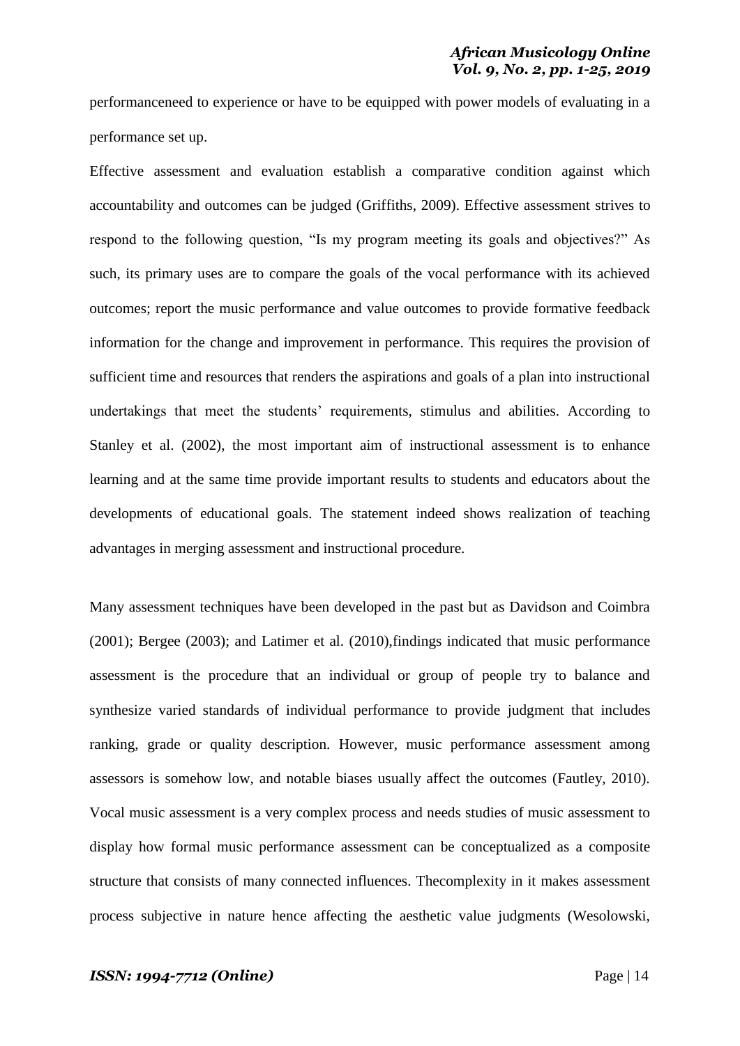performanceneed to experience or have to be equipped with power models of evaluating in a performance set up.

Effective assessment and evaluation establish a comparative condition against which accountability and outcomes can be judged (Griffiths, 2009). Effective assessment strives to respond to the following question, "Is my program meeting its goals and objectives?" As such, its primary uses are to compare the goals of the vocal performance with its achieved outcomes; report the music performance and value outcomes to provide formative feedback information for the change and improvement in performance. This requires the provision of sufficient time and resources that renders the aspirations and goals of a plan into instructional undertakings that meet the students' requirements, stimulus and abilities. According to Stanley et al. (2002), the most important aim of instructional assessment is to enhance learning and at the same time provide important results to students and educators about the developments of educational goals. The statement indeed shows realization of teaching advantages in merging assessment and instructional procedure.

Many assessment techniques have been developed in the past but as Davidson and Coimbra (2001); Bergee (2003); and Latimer et al. (2010),findings indicated that music performance assessment is the procedure that an individual or group of people try to balance and synthesize varied standards of individual performance to provide judgment that includes ranking, grade or quality description. However, music performance assessment among assessors is somehow low, and notable biases usually affect the outcomes (Fautley, 2010). Vocal music assessment is a very complex process and needs studies of music assessment to display how formal music performance assessment can be conceptualized as a composite structure that consists of many connected influences. Thecomplexity in it makes assessment process subjective in nature hence affecting the aesthetic value judgments (Wesolowski,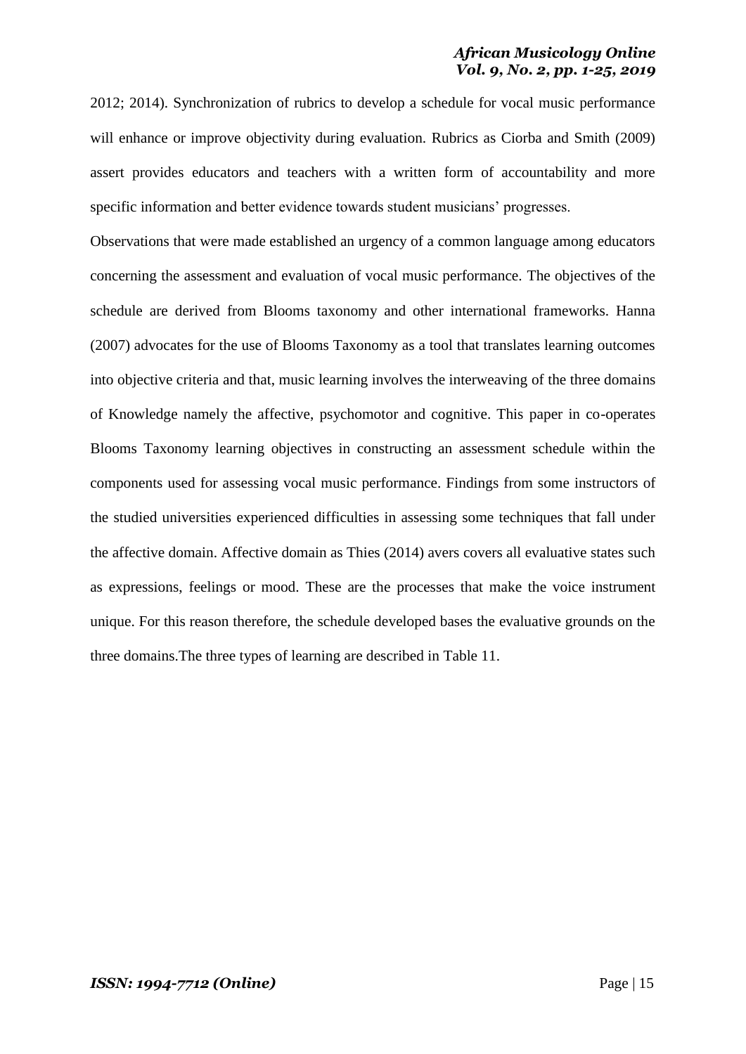2012; 2014). Synchronization of rubrics to develop a schedule for vocal music performance will enhance or improve objectivity during evaluation. Rubrics as Ciorba and Smith (2009) assert provides educators and teachers with a written form of accountability and more specific information and better evidence towards student musicians' progresses.

Observations that were made established an urgency of a common language among educators concerning the assessment and evaluation of vocal music performance. The objectives of the schedule are derived from Blooms taxonomy and other international frameworks. Hanna (2007) advocates for the use of Blooms Taxonomy as a tool that translates learning outcomes into objective criteria and that, music learning involves the interweaving of the three domains of Knowledge namely the affective, psychomotor and cognitive. This paper in co-operates Blooms Taxonomy learning objectives in constructing an assessment schedule within the components used for assessing vocal music performance. Findings from some instructors of the studied universities experienced difficulties in assessing some techniques that fall under the affective domain. Affective domain as Thies (2014) avers covers all evaluative states such as expressions, feelings or mood. These are the processes that make the voice instrument unique. For this reason therefore, the schedule developed bases the evaluative grounds on the three domains.The three types of learning are described in Table 11.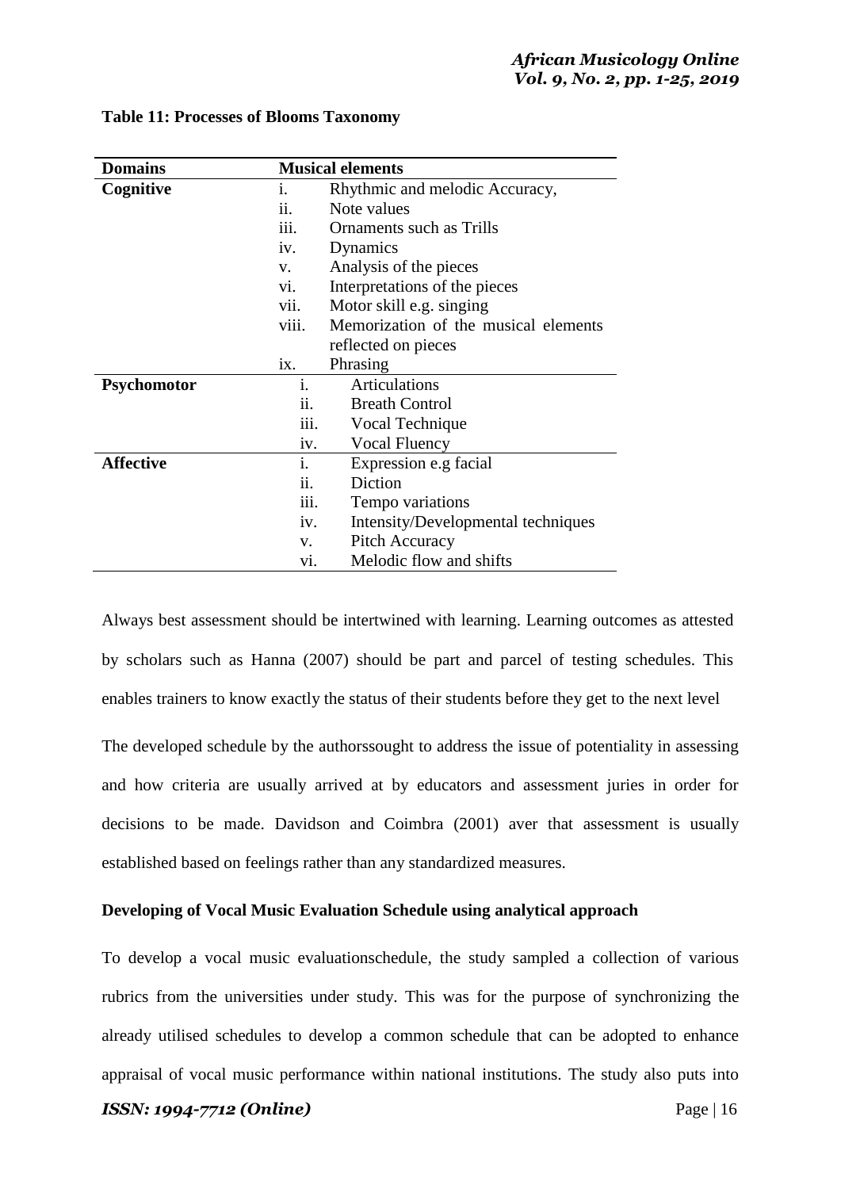**Table 11: Processes of Blooms Taxonomy**

| Domains | Musical elements |
|---|---|
| **Cognitive** | i. Rhythmic and melodic Accuracy, |
| | ii. Note values |
| | iii. Ornaments such as Trills |
| | iv. Dynamics |
| | v. Analysis of the pieces |
| | vi. Interpretations of the pieces |
| | vii. Motor skill e.g. singing |
| | viii. Memorization of the musical elements reflected on pieces |
| | ix. Phrasing |
| **Psychomotor** | i. Articulations |
| | ii. Breath Control |
| | iii. Vocal Technique |
| | iv. Vocal Fluency |
| **Affective** | i. Expression e.g facial |
| | ii. Diction |
| | iii. Tempo variations |
| | iv. Intensity/Developmental techniques |
| | v. Pitch Accuracy |
| | vi. Melodic flow and shifts |

Always best assessment should be intertwined with learning. Learning outcomes as attested by scholars such as Hanna (2007) should be part and parcel of testing schedules. This enables trainers to know exactly the status of their students before they get to the next level

The developed schedule by the authorssought to address the issue of potentiality in assessing and how criteria are usually arrived at by educators and assessment juries in order for decisions to be made. Davidson and Coimbra (2001) aver that assessment is usually established based on feelings rather than any standardized measures.

**Developing of Vocal Music Evaluation Schedule using analytical approach**

To develop a vocal music evaluationschedule, the study sampled a collection of various rubrics from the universities under study. This was for the purpose of synchronizing the already utilised schedules to develop a common schedule that can be adopted to enhance appraisal of vocal music performance within national institutions. The study also puts into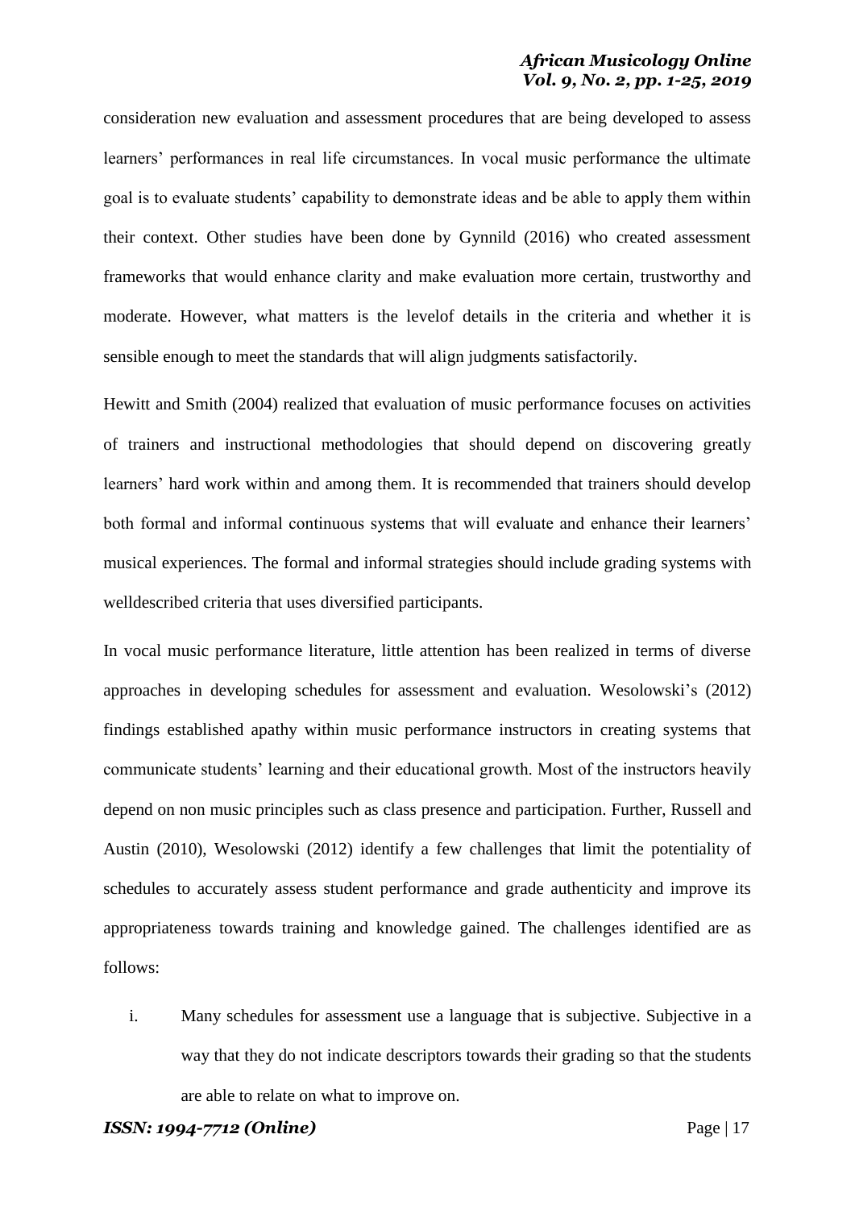consideration new evaluation and assessment procedures that are being developed to assess learners' performances in real life circumstances. In vocal music performance the ultimate goal is to evaluate students' capability to demonstrate ideas and be able to apply them within their context. Other studies have been done by Gynnild (2016) who created assessment frameworks that would enhance clarity and make evaluation more certain, trustworthy and moderate. However, what matters is the levelof details in the criteria and whether it is sensible enough to meet the standards that will align judgments satisfactorily.

Hewitt and Smith (2004) realized that evaluation of music performance focuses on activities of trainers and instructional methodologies that should depend on discovering greatly learners' hard work within and among them. It is recommended that trainers should develop both formal and informal continuous systems that will evaluate and enhance their learners' musical experiences. The formal and informal strategies should include grading systems with welldescribed criteria that uses diversified participants.

In vocal music performance literature, little attention has been realized in terms of diverse approaches in developing schedules for assessment and evaluation. Wesolowski's (2012) findings established apathy within music performance instructors in creating systems that communicate students' learning and their educational growth. Most of the instructors heavily depend on non music principles such as class presence and participation. Further, Russell and Austin (2010), Wesolowski (2012) identify a few challenges that limit the potentiality of schedules to accurately assess student performance and grade authenticity and improve its appropriateness towards training and knowledge gained. The challenges identified are as follows:

i. Many schedules for assessment use a language that is subjective. Subjective in a way that they do not indicate descriptors towards their grading so that the students are able to relate on what to improve on.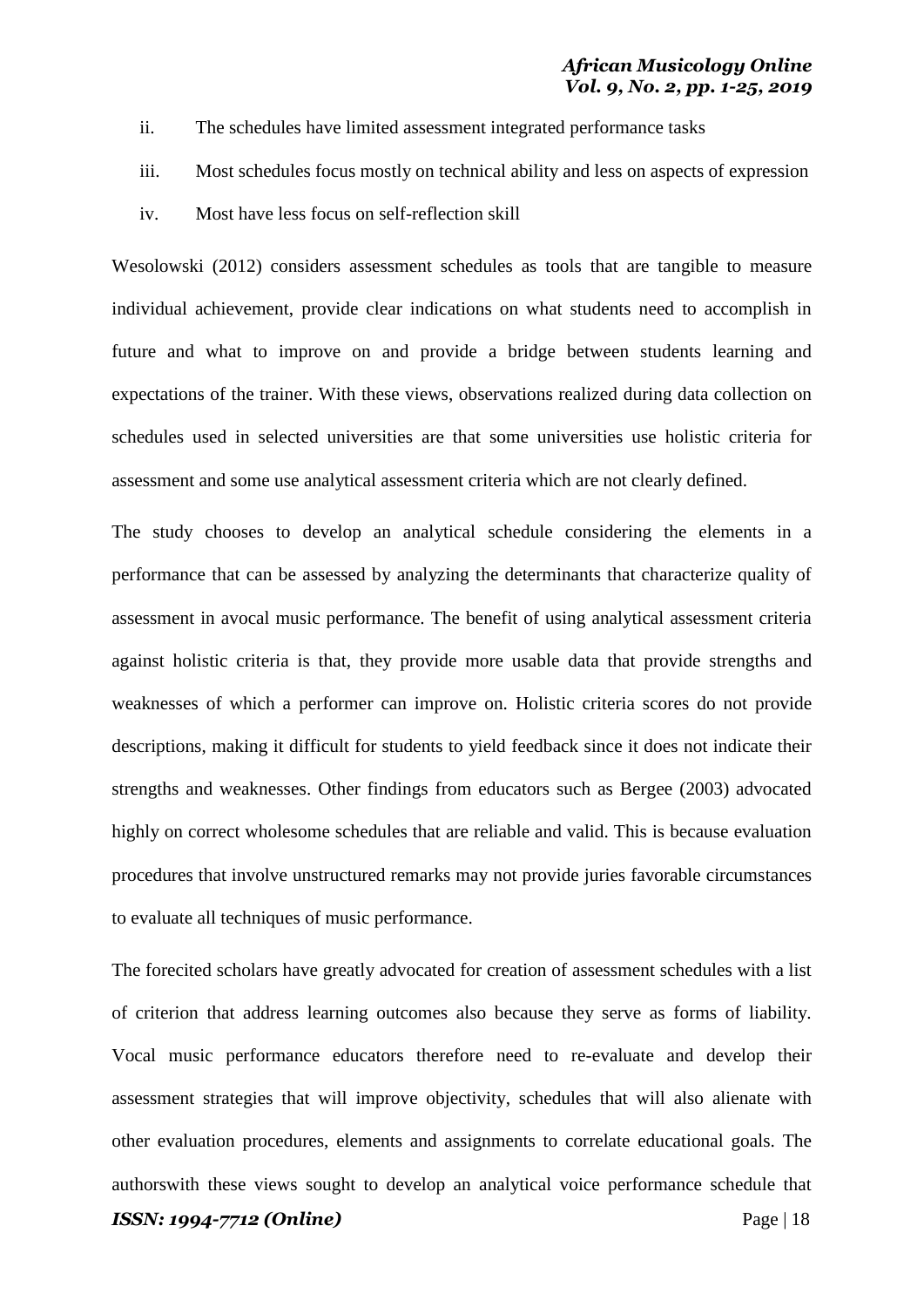ii. The schedules have limited assessment integrated performance tasks

iii. Most schedules focus mostly on technical ability and less on aspects of expression

iv. Most have less focus on self-reflection skill

Wesolowski (2012) considers assessment schedules as tools that are tangible to measure individual achievement, provide clear indications on what students need to accomplish in future and what to improve on and provide a bridge between students learning and expectations of the trainer. With these views, observations realized during data collection on schedules used in selected universities are that some universities use holistic criteria for assessment and some use analytical assessment criteria which are not clearly defined.

The study chooses to develop an analytical schedule considering the elements in a performance that can be assessed by analyzing the determinants that characterize quality of assessment in avocal music performance. The benefit of using analytical assessment criteria against holistic criteria is that, they provide more usable data that provide strengths and weaknesses of which a performer can improve on. Holistic criteria scores do not provide descriptions, making it difficult for students to yield feedback since it does not indicate their strengths and weaknesses. Other findings from educators such as Bergee (2003) advocated highly on correct wholesome schedules that are reliable and valid. This is because evaluation procedures that involve unstructured remarks may not provide juries favorable circumstances to evaluate all techniques of music performance.

The forecited scholars have greatly advocated for creation of assessment schedules with a list of criterion that address learning outcomes also because they serve as forms of liability. Vocal music performance educators therefore need to re-evaluate and develop their assessment strategies that will improve objectivity, schedules that will also alienate with other evaluation procedures, elements and assignments to correlate educational goals. The authorswith these views sought to develop an analytical voice performance schedule that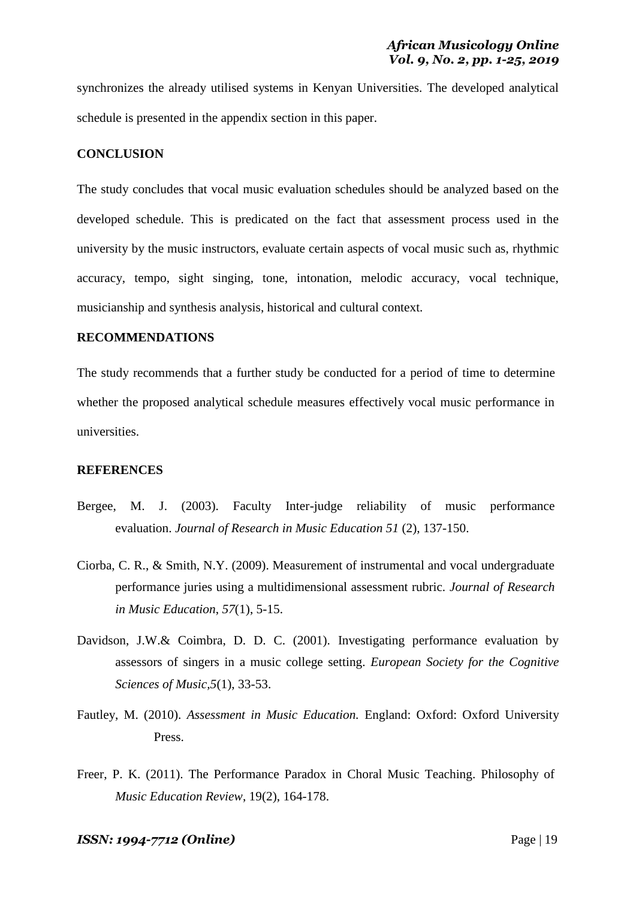synchronizes the already utilised systems in Kenyan Universities. The developed analytical schedule is presented in the appendix section in this paper.

## CONCLUSION

The study concludes that vocal music evaluation schedules should be analyzed based on the developed schedule. This is predicated on the fact that assessment process used in the university by the music instructors, evaluate certain aspects of vocal music such as, rhythmic accuracy, tempo, sight singing, tone, intonation, melodic accuracy, vocal technique, musicianship and synthesis analysis, historical and cultural context.

## RECOMMENDATIONS

The study recommends that a further study be conducted for a period of time to determine whether the proposed analytical schedule measures effectively vocal music performance in universities.

## REFERENCES

Bergee, M. J. (2003). Faculty Inter-judge reliability of music performance evaluation. *Journal of Research in Music Education 51* (2), 137-150.

Ciorba, C. R., & Smith, N.Y. (2009). Measurement of instrumental and vocal undergraduate performance juries using a multidimensional assessment rubric. *Journal of Research in Music Education*, *57*(1), 5-15.

Davidson, J.W.& Coimbra, D. D. C. (2001). Investigating performance evaluation by assessors of singers in a music college setting. *European Society for the Cognitive Sciences of Music*,*5*(1), 33-53.

Fautley, M. (2010). *Assessment in Music Education.* England: Oxford: Oxford University Press.

Freer, P. K. (2011). The Performance Paradox in Choral Music Teaching. Philosophy of *Music Education Review*, 19(2), 164-178.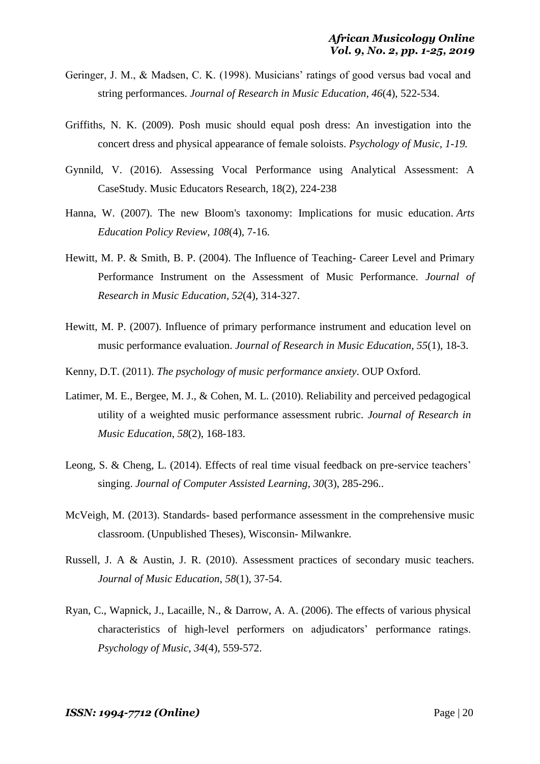Geringer, J. M., & Madsen, C. K. (1998). Musicians' ratings of good versus bad vocal and string performances. *Journal of Research in Music Education*, *46*(4), 522-534.

Griffiths, N. K. (2009). Posh music should equal posh dress: An investigation into the concert dress and physical appearance of female soloists. *Psychology of Music, 1-19.*

Gynnild, V. (2016). Assessing Vocal Performance using Analytical Assessment: A CaseStudy. Music Educators Research, 18(2), 224-238

Hanna, W. (2007). The new Bloom's taxonomy: Implications for music education. *Arts Education Policy Review*, *108*(4), 7-16.

Hewitt, M. P. & Smith, B. P. (2004). The Influence of Teaching- Career Level and Primary Performance Instrument on the Assessment of Music Performance. *Journal of Research in Music Education*, *52*(4), 314-327.

Hewitt, M. P. (2007). Influence of primary performance instrument and education level on music performance evaluation. *Journal of Research in Music Education*, *55*(1), 18-3.

Kenny, D.T. (2011). *The psychology of music performance anxiety*. OUP Oxford.

Latimer, M. E., Bergee, M. J., & Cohen, M. L. (2010). Reliability and perceived pedagogical utility of a weighted music performance assessment rubric. *Journal of Research in Music Education*, *58*(2), 168-183.

Leong, S. & Cheng, L. (2014). Effects of real time visual feedback on pre-service teachers' singing. *Journal of Computer Assisted Learning*, *30*(3), 285-296..

McVeigh, M. (2013). Standards- based performance assessment in the comprehensive music classroom. (Unpublished Theses), Wisconsin- Milwankre.

Russell, J. A & Austin, J. R. (2010). Assessment practices of secondary music teachers. *Journal of Music Education*, *58*(1), 37-54.

Ryan, C., Wapnick, J., Lacaille, N., & Darrow, A. A. (2006). The effects of various physical characteristics of high-level performers on adjudicators' performance ratings. *Psychology of Music*, *34*(4), 559-572.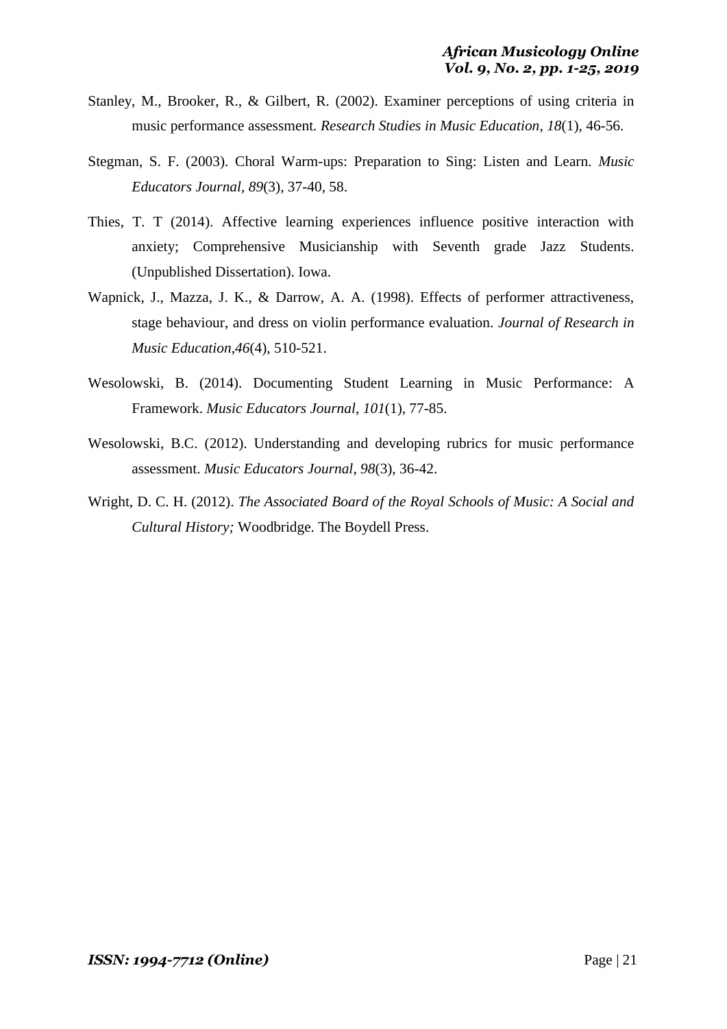Stanley, M., Brooker, R., & Gilbert, R. (2002). Examiner perceptions of using criteria in music performance assessment. *Research Studies in Music Education*, *18*(1), 46-56.

Stegman, S. F. (2003). Choral Warm-ups: Preparation to Sing: Listen and Learn. *Music Educators Journal*, *89*(3), 37-40, 58.

Thies, T. T (2014). Affective learning experiences influence positive interaction with anxiety; Comprehensive Musicianship with Seventh grade Jazz Students. (Unpublished Dissertation). Iowa.

Wapnick, J., Mazza, J. K., & Darrow, A. A. (1998). Effects of performer attractiveness, stage behaviour, and dress on violin performance evaluation. *Journal of Research in Music Education*,*46*(4), 510-521.

Wesolowski, B. (2014). Documenting Student Learning in Music Performance: A Framework. *Music Educators Journal*, *101*(1), 77-85.

Wesolowski, B.C. (2012). Understanding and developing rubrics for music performance assessment. *Music Educators Journal*, *98*(3), 36-42.

Wright, D. C. H. (2012). *The Associated Board of the Royal Schools of Music: A Social and Cultural History;* Woodbridge. The Boydell Press.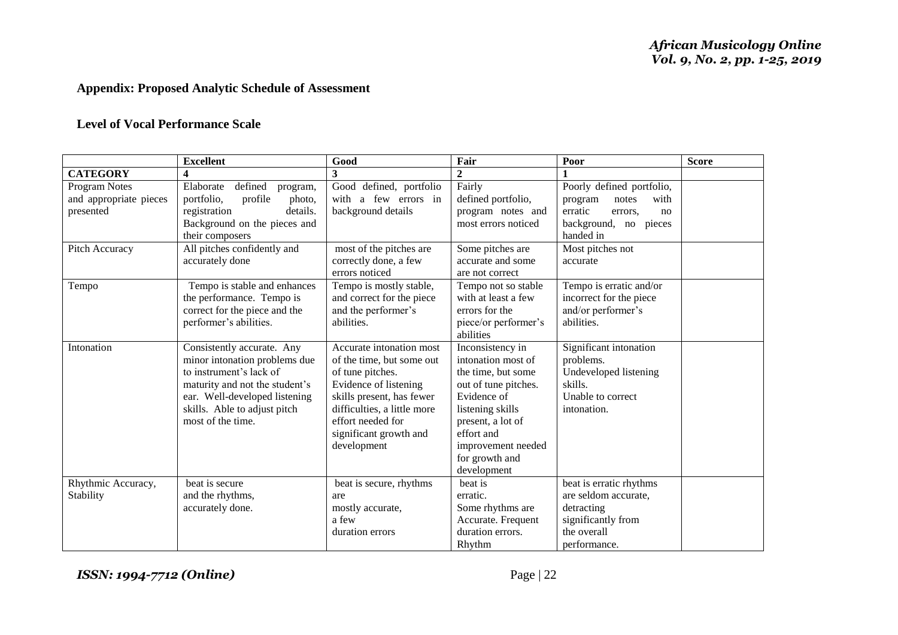## Appendix: Proposed Analytic Schedule of Assessment

### Level of Vocal Performance Scale

| | Excellent | Good | Fair | Poor | Score |
|---|---|---|---|---|---|
| **CATEGORY** | **4** | **3** | **2** | **1** | |
| Program Notes and appropriate pieces presented | Elaborate defined program, portfolio, profile photo, registration details. Background on the pieces and their composers | Good defined, portfolio with a few errors in background details | Fairly defined portfolio, program notes and most errors noticed | Poorly defined portfolio, program notes with erratic errors, no background, no pieces handed in | |
| Pitch Accuracy | All pitches confidently and accurately done | most of the pitches are correctly done, a few errors noticed | Some pitches are accurate and some are not correct | Most pitches not accurate | |
| Tempo | Tempo is stable and enhances the performance. Tempo is correct for the piece and the performer's abilities. | Tempo is mostly stable, and correct for the piece and the performer's abilities. | Tempo not so stable with at least a few errors for the piece/or performer's abilities | Tempo is erratic and/or incorrect for the piece and/or performer's abilities. | |
| Intonation | Consistently accurate. Any minor intonation problems due to instrument's lack of maturity and not the student's ear. Well-developed listening skills. Able to adjust pitch most of the time. | Accurate intonation most of the time, but some out of tune pitches. Evidence of listening skills present, has fewer difficulties, a little more effort needed for significant growth and development | Inconsistency in intonation most of the time, but some out of tune pitches. Evidence of listening skills present, a lot of effort and improvement needed for growth and development | Significant intonation problems. Undeveloped listening skills. Unable to correct intonation. | |
| Rhythmic Accuracy, Stability | beat is secure and the rhythms, accurately done. | beat is secure, rhythms are mostly accurate, a few duration errors | beat is erratic. Some rhythms are Accurate. Frequent duration errors. Rhythm | beat is erratic rhythms are seldom accurate, detracting significantly from the overall performance. | |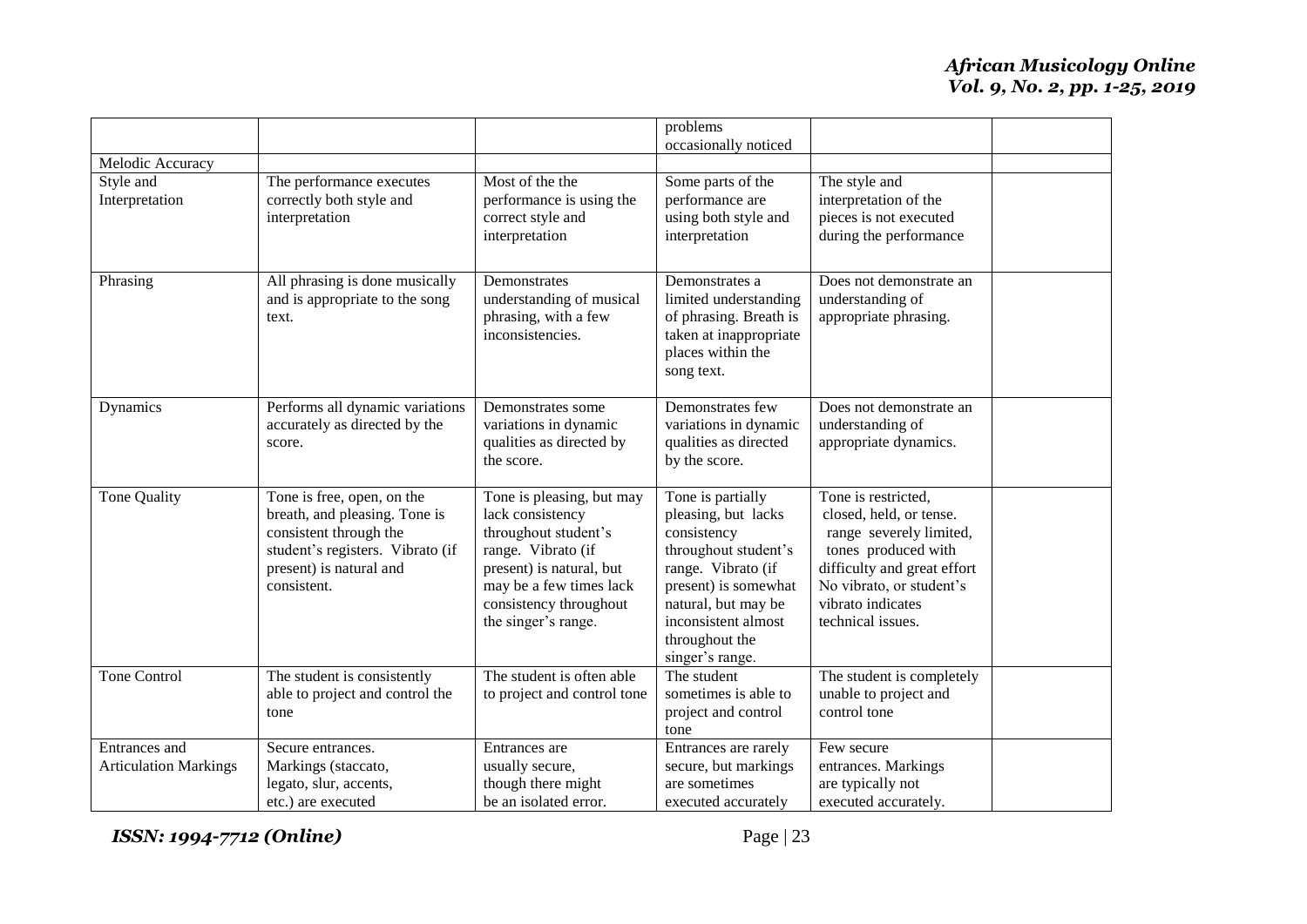| | | | | | |
|---|---|---|---|---|---|
| | | | problems occasionally noticed | | |
| Melodic Accuracy | | | | | |
| Style and Interpretation | The performance executes correctly both style and interpretation | Most of the the performance is using the correct style and interpretation | Some parts of the performance are using both style and interpretation | The style and interpretation of the pieces is not executed during the performance | |
| Phrasing | All phrasing is done musically and is appropriate to the song text. | Demonstrates understanding of musical phrasing, with a few inconsistencies. | Demonstrates a limited understanding of phrasing. Breath is taken at inappropriate places within the song text. | Does not demonstrate an understanding of appropriate phrasing. | |
| Dynamics | Performs all dynamic variations accurately as directed by the score. | Demonstrates some variations in dynamic qualities as directed by the score. | Demonstrates few variations in dynamic qualities as directed by the score. | Does not demonstrate an understanding of appropriate dynamics. | |
| Tone Quality | Tone is free, open, on the breath, and pleasing. Tone is consistent through the student's registers. Vibrato (if present) is natural and consistent. | Tone is pleasing, but may lack consistency throughout student's range. Vibrato (if present) is natural, but may be a few times lack consistency throughout the singer's range. | Tone is partially pleasing, but lacks consistency throughout student's range. Vibrato (if present) is somewhat natural, but may be inconsistent almost throughout the singer's range. | Tone is restricted, closed, held, or tense. range severely limited, tones produced with difficulty and great effort No vibrato, or student's vibrato indicates technical issues. | |
| Tone Control | The student is consistently able to project and control the tone | The student is often able to project and control tone | The student sometimes is able to project and control tone | The student is completely unable to project and control tone | |
| Entrances and Articulation Markings | Secure entrances. Markings (staccato, legato, slur, accents, etc.) are executed | Entrances are usually secure, though there might be an isolated error. | Entrances are rarely secure, but markings are sometimes executed accurately | Few secure entrances. Markings are typically not executed accurately. | |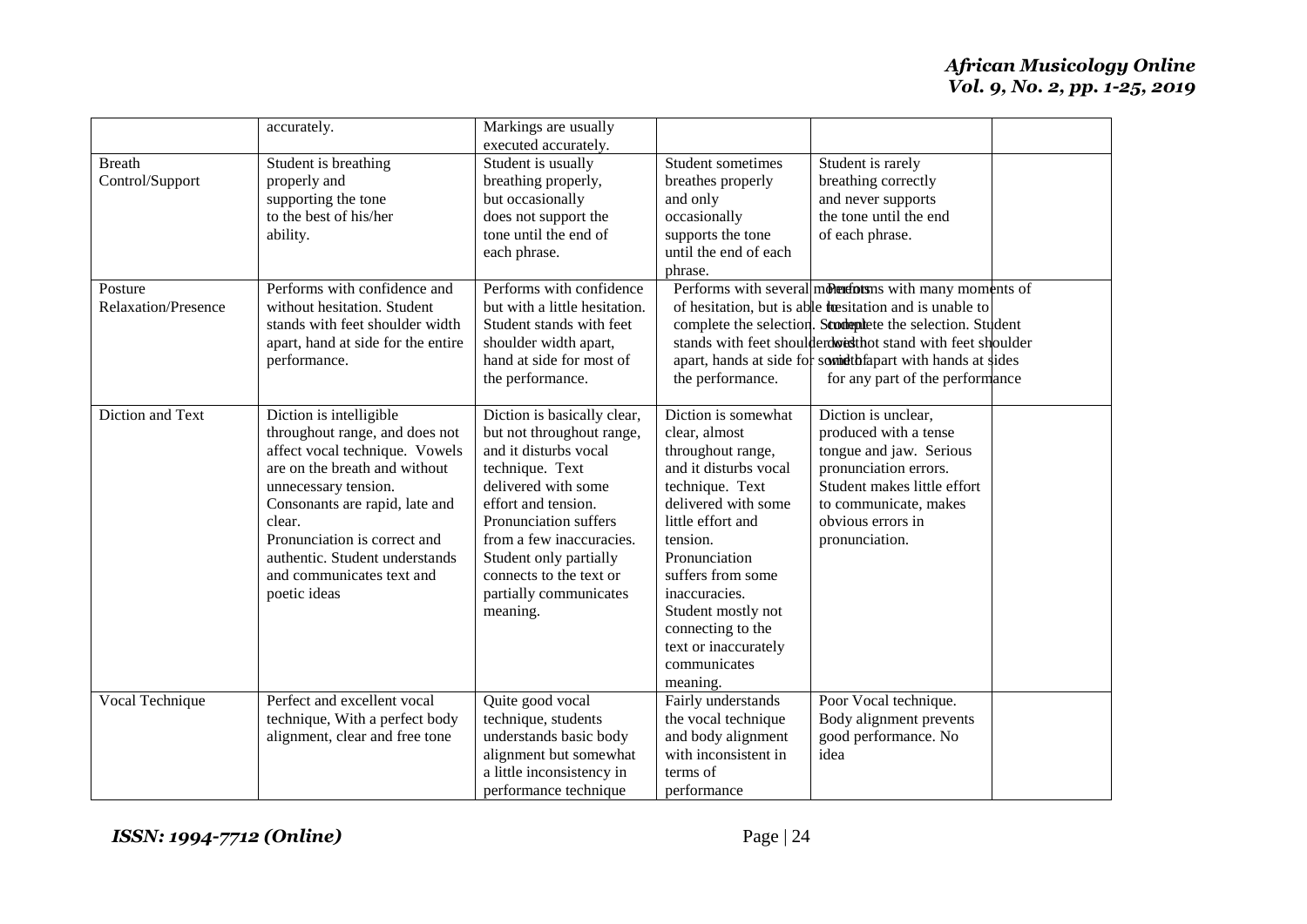| | | | | | |
|---|---|---|---|---|---|
| | accurately. | Markings are usually executed accurately. | | | |
| Breath Control/Support | Student is breathing properly and supporting the tone to the best of his/her ability. | Student is usually breathing properly, but occasionally does not support the tone until the end of each phrase. | Student sometimes breathes properly and only occasionally supports the tone until the end of each phrase. | Student is rarely breathing correctly and never supports the tone until the end of each phrase. | |
| Posture Relaxation/Presence | Performs with confidence and without hesitation. Student stands with feet shoulder width apart, hand at side for the entire performance. | Performs with confidence but with a little hesitation. Student stands with feet shoulder width apart, hand at side for most of the performance. | Performs with several moments of hesitation, but is able to complete the selection. Student stands with feet shoulder width apart, hands at side for some of the performance. | Performs with many moments of hesitation and is unable to complete the selection. Student does not stand with feet shoulder width apart with hands at sides for any part of the performance | |
| Diction and Text | Diction is intelligible throughout range, and does not affect vocal technique. Vowels are on the breath and without unnecessary tension. Consonants are rapid, late and clear. Pronunciation is correct and authentic. Student understands and communicates text and poetic ideas | Diction is basically clear, but not throughout range, and it disturbs vocal technique. Text delivered with some effort and tension. Pronunciation suffers from a few inaccuracies. Student only partially connects to the text or partially communicates meaning. | Diction is somewhat clear, almost throughout range, and it disturbs vocal technique. Text delivered with some little effort and tension. Pronunciation suffers from some inaccuracies. Student mostly not connecting to the text or inaccurately communicates meaning. | Diction is unclear, produced with a tense tongue and jaw. Serious pronunciation errors. Student makes little effort to communicate, makes obvious errors in pronunciation. | |
| Vocal Technique | Perfect and excellent vocal technique, With a perfect body alignment, clear and free tone | Quite good vocal technique, students understands basic body alignment but somewhat a little inconsistency in performance technique | Fairly understands the vocal technique and body alignment with inconsistent in terms of performance | Poor Vocal technique. Body alignment prevents good performance. No idea | |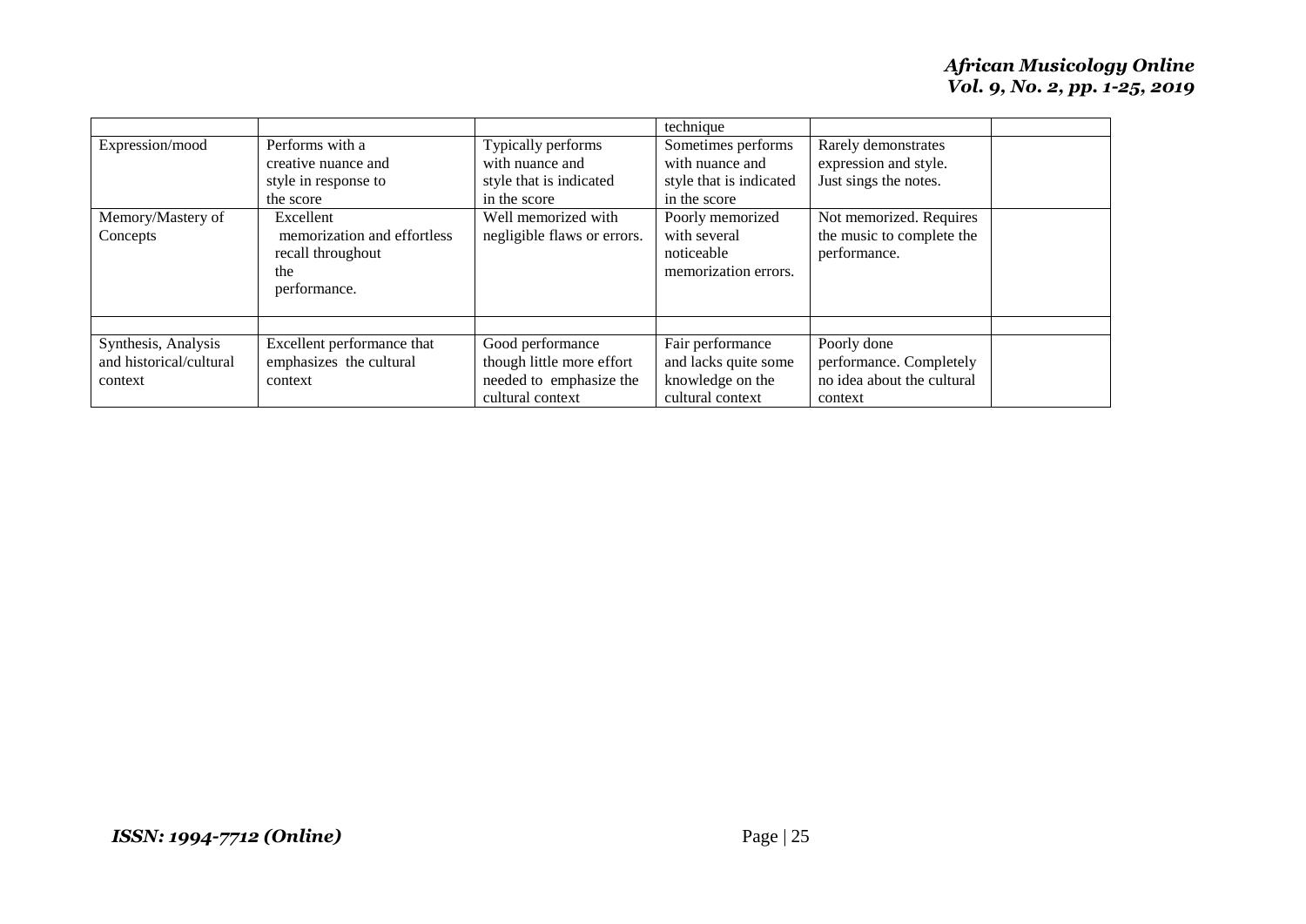| | | | | | |
|---|---|---|---|---|---|
| | | | technique | | |
| Expression/mood | Performs with a creative nuance and style in response to the score | Typically performs with nuance and style that is indicated in the score | Sometimes performs with nuance and style that is indicated in the score | Rarely demonstrates expression and style. Just sings the notes. | |
| Memory/Mastery of Concepts | Excellent memorization and effortless recall throughout the performance. | Well memorized with negligible flaws or errors. | Poorly memorized with several noticeable memorization errors. | Not memorized. Requires the music to complete the performance. | |
| | | | | | |
| Synthesis, Analysis and historical/cultural context | Excellent performance that emphasizes the cultural context | Good performance though little more effort needed to emphasize the cultural context | Fair performance and lacks quite some knowledge on the cultural context | Poorly done performance. Completely no idea about the cultural context | |